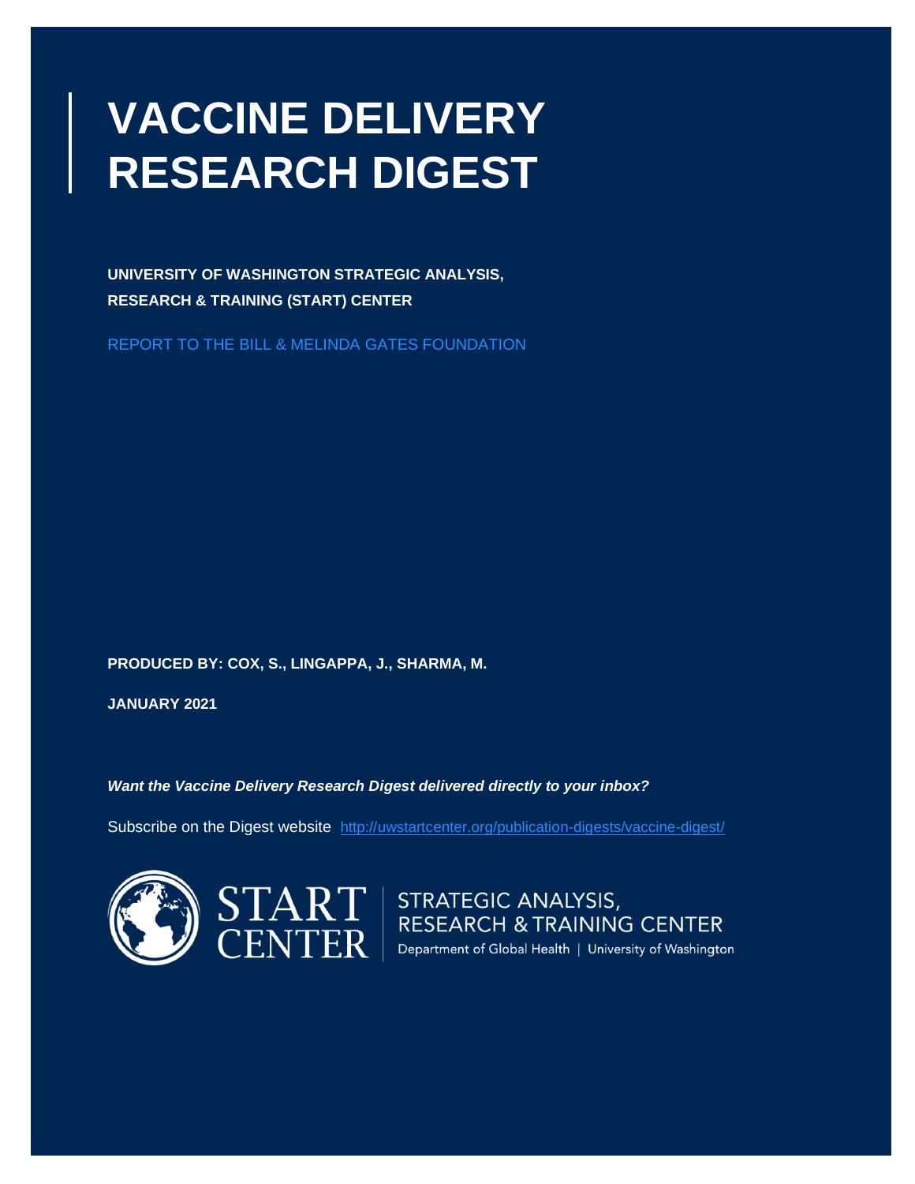# VACCINE DELIVERY RESEARCH DIGEST

**UNIVERSITY OF WASHINGTON STRATEGIC ANALYSIS, RESEARCH & TRAINING (START) CENTER**

REPORT TO THE BILL & MELINDA GATES FOUNDATION

**PRODUCED BY: COX, S., LINGAPPA, J., SHARMA, M.**

**JANUARY 2021**

***Want the Vaccine Delivery Research Digest delivered directly to your inbox?***

Subscribe on the Digest website http://uwstartcenter.org/publication-digests/vaccine-digest/

START CENTER | STRATEGIC ANALYSIS, RESEARCH & TRAINING CENTER

Department of Global Health | University of Washington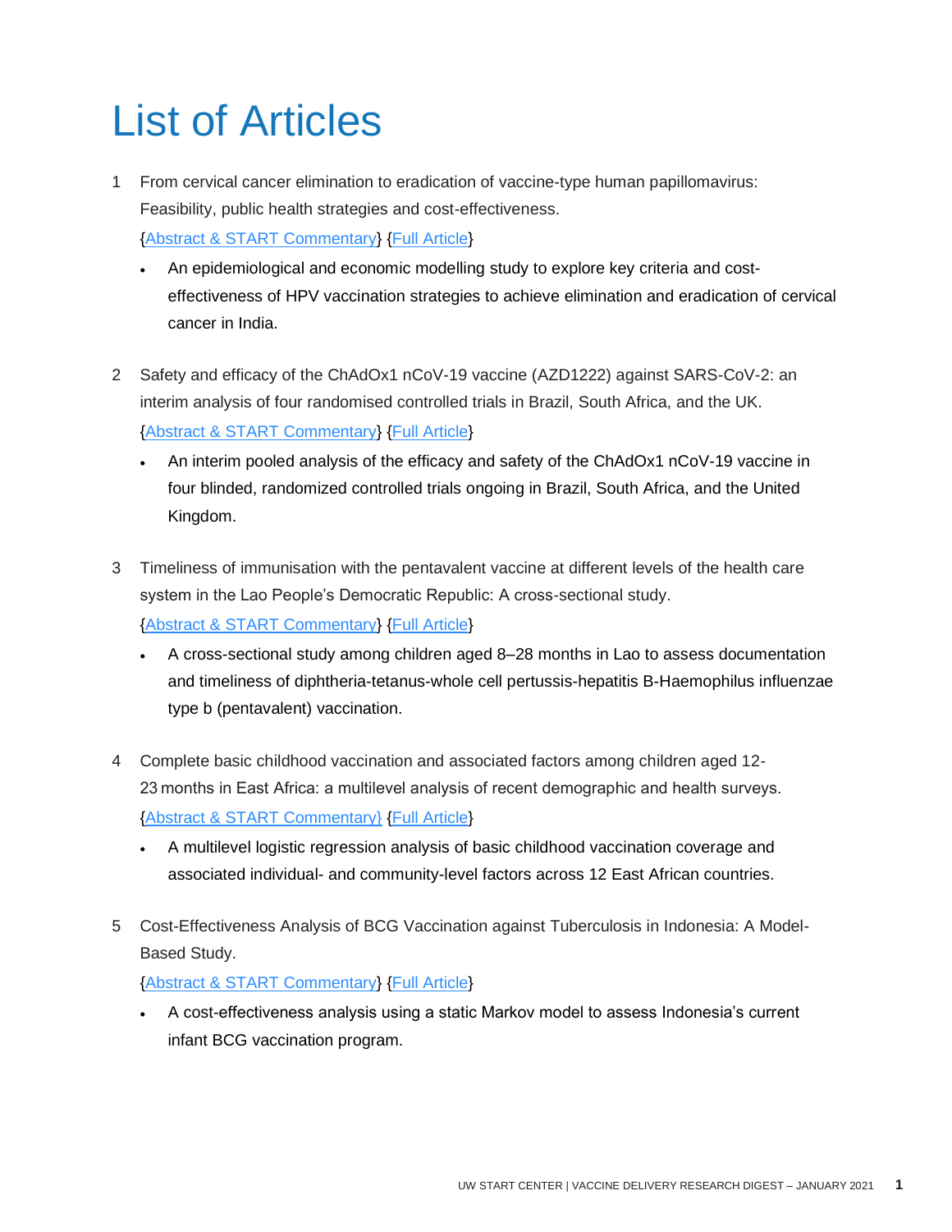# List of Articles

1. From cervical cancer elimination to eradication of vaccine-type human papillomavirus: Feasibility, public health strategies and cost-effectiveness.

   {Abstract & START Commentary} {Full Article}

   - An epidemiological and economic modelling study to explore key criteria and cost-effectiveness of HPV vaccination strategies to achieve elimination and eradication of cervical cancer in India.

2. Safety and efficacy of the ChAdOx1 nCoV-19 vaccine (AZD1222) against SARS-CoV-2: an interim analysis of four randomised controlled trials in Brazil, South Africa, and the UK.

   {Abstract & START Commentary} {Full Article}

   - An interim pooled analysis of the efficacy and safety of the ChAdOx1 nCoV-19 vaccine in four blinded, randomized controlled trials ongoing in Brazil, South Africa, and the United Kingdom.

3. Timeliness of immunisation with the pentavalent vaccine at different levels of the health care system in the Lao People's Democratic Republic: A cross-sectional study.

   {Abstract & START Commentary} {Full Article}

   - A cross-sectional study among children aged 8–28 months in Lao to assess documentation and timeliness of diphtheria-tetanus-whole cell pertussis-hepatitis B-Haemophilus influenzae type b (pentavalent) vaccination.

4. Complete basic childhood vaccination and associated factors among children aged 12-23 months in East Africa: a multilevel analysis of recent demographic and health surveys.

   {Abstract & START Commentary} {Full Article}

   - A multilevel logistic regression analysis of basic childhood vaccination coverage and associated individual- and community-level factors across 12 East African countries.

5. Cost-Effectiveness Analysis of BCG Vaccination against Tuberculosis in Indonesia: A Model-Based Study.

   {Abstract & START Commentary} {Full Article}

   - A cost-effectiveness analysis using a static Markov model to assess Indonesia's current infant BCG vaccination program.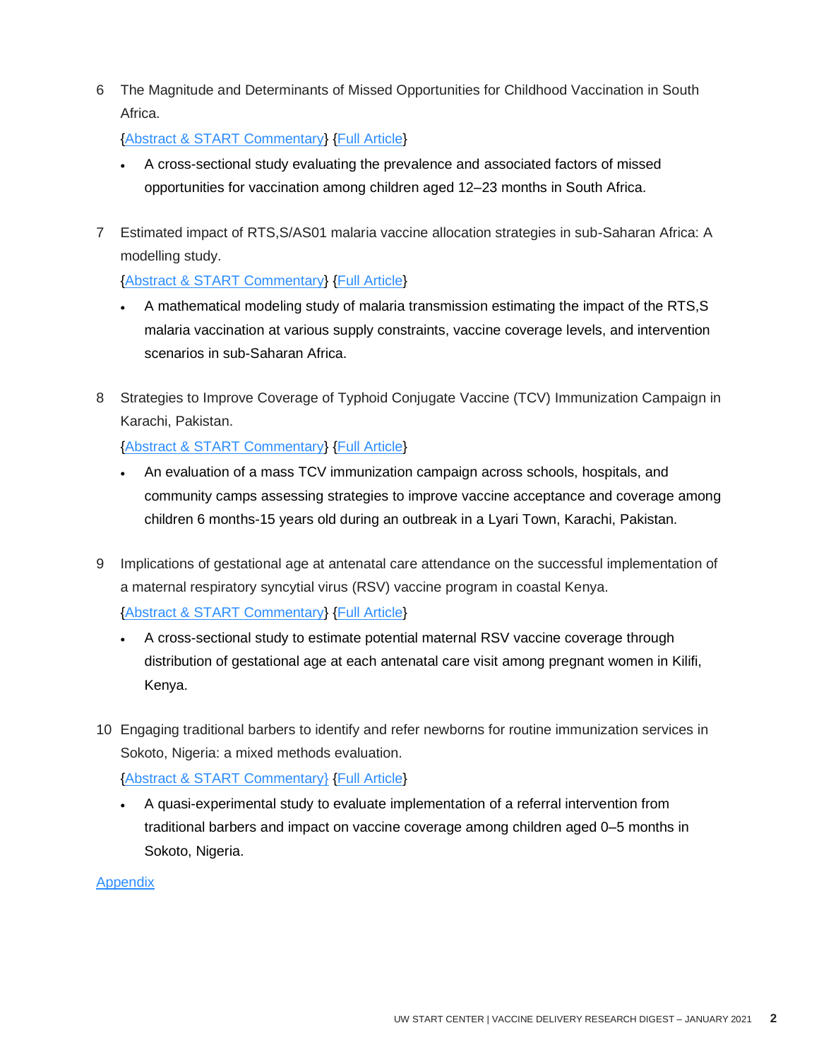6. The Magnitude and Determinants of Missed Opportunities for Childhood Vaccination in South Africa.

   {Abstract & START Commentary} {Full Article}

   - A cross-sectional study evaluating the prevalence and associated factors of missed opportunities for vaccination among children aged 12–23 months in South Africa.

7. Estimated impact of RTS,S/AS01 malaria vaccine allocation strategies in sub-Saharan Africa: A modelling study.

   {Abstract & START Commentary} {Full Article}

   - A mathematical modeling study of malaria transmission estimating the impact of the RTS,S malaria vaccination at various supply constraints, vaccine coverage levels, and intervention scenarios in sub-Saharan Africa.

8. Strategies to Improve Coverage of Typhoid Conjugate Vaccine (TCV) Immunization Campaign in Karachi, Pakistan.

   {Abstract & START Commentary} {Full Article}

   - An evaluation of a mass TCV immunization campaign across schools, hospitals, and community camps assessing strategies to improve vaccine acceptance and coverage among children 6 months-15 years old during an outbreak in a Lyari Town, Karachi, Pakistan.

9. Implications of gestational age at antenatal care attendance on the successful implementation of a maternal respiratory syncytial virus (RSV) vaccine program in coastal Kenya.

   {Abstract & START Commentary} {Full Article}

   - A cross-sectional study to estimate potential maternal RSV vaccine coverage through distribution of gestational age at each antenatal care visit among pregnant women in Kilifi, Kenya.

10. Engaging traditional barbers to identify and refer newborns for routine immunization services in Sokoto, Nigeria: a mixed methods evaluation.

    {Abstract & START Commentary} {Full Article}

    - A quasi-experimental study to evaluate implementation of a referral intervention from traditional barbers and impact on vaccine coverage among children aged 0–5 months in Sokoto, Nigeria.

Appendix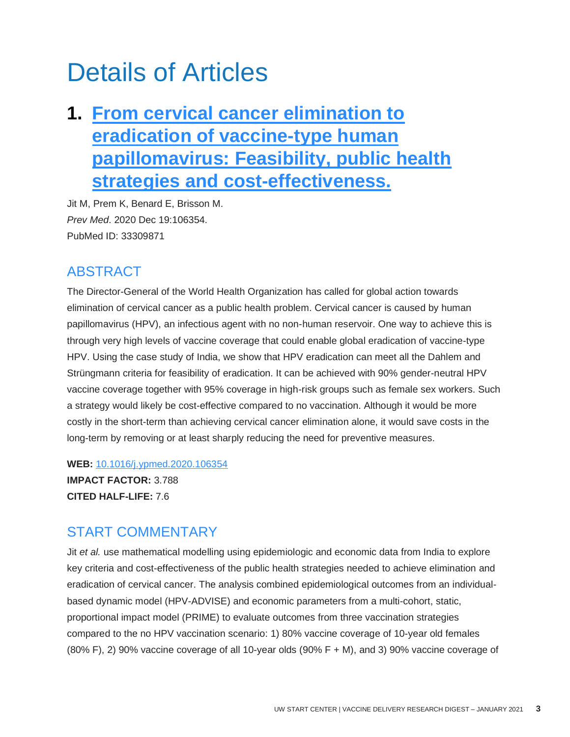# Details of Articles

## 1. [From cervical cancer elimination to eradication of vaccine-type human papillomavirus: Feasibility, public health strategies and cost-effectiveness.](https://doi.org/10.1016/j.ypmed.2020.106354)

Jit M, Prem K, Benard E, Brisson M.
*Prev Med*. 2020 Dec 19:106354.
PubMed ID: 33309871

### ABSTRACT

The Director-General of the World Health Organization has called for global action towards elimination of cervical cancer as a public health problem. Cervical cancer is caused by human papillomavirus (HPV), an infectious agent with no non-human reservoir. One way to achieve this is through very high levels of vaccine coverage that could enable global eradication of vaccine-type HPV. Using the case study of India, we show that HPV eradication can meet all the Dahlem and Strüngmann criteria for feasibility of eradication. It can be achieved with 90% gender-neutral HPV vaccine coverage together with 95% coverage in high-risk groups such as female sex workers. Such a strategy would likely be cost-effective compared to no vaccination. Although it would be more costly in the short-term than achieving cervical cancer elimination alone, it would save costs in the long-term by removing or at least sharply reducing the need for preventive measures.

**WEB:** 10.1016/j.ypmed.2020.106354
**IMPACT FACTOR:** 3.788
**CITED HALF-LIFE:** 7.6

### START COMMENTARY

Jit *et al.* use mathematical modelling using epidemiologic and economic data from India to explore key criteria and cost-effectiveness of the public health strategies needed to achieve elimination and eradication of cervical cancer. The analysis combined epidemiological outcomes from an individual-based dynamic model (HPV-ADVISE) and economic parameters from a multi-cohort, static, proportional impact model (PRIME) to evaluate outcomes from three vaccination strategies compared to the no HPV vaccination scenario: 1) 80% vaccine coverage of 10-year old females (80% F), 2) 90% vaccine coverage of all 10-year olds (90% F + M), and 3) 90% vaccine coverage of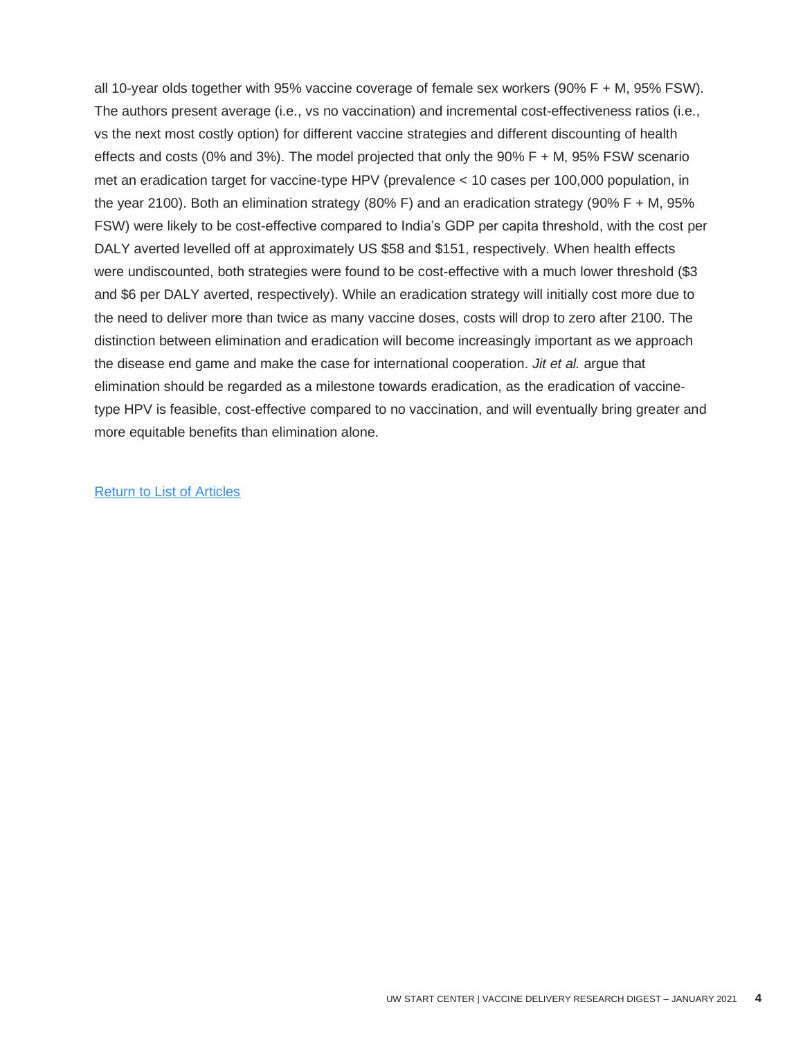all 10-year olds together with 95% vaccine coverage of female sex workers (90% F + M, 95% FSW). The authors present average (i.e., vs no vaccination) and incremental cost-effectiveness ratios (i.e., vs the next most costly option) for different vaccine strategies and different discounting of health effects and costs (0% and 3%). The model projected that only the 90% F + M, 95% FSW scenario met an eradication target for vaccine-type HPV (prevalence < 10 cases per 100,000 population, in the year 2100). Both an elimination strategy (80% F) and an eradication strategy (90% F + M, 95% FSW) were likely to be cost-effective compared to India's GDP per capita threshold, with the cost per DALY averted levelled off at approximately US $58 and $151, respectively. When health effects were undiscounted, both strategies were found to be cost-effective with a much lower threshold ($3 and $6 per DALY averted, respectively). While an eradication strategy will initially cost more due to the need to deliver more than twice as many vaccine doses, costs will drop to zero after 2100. The distinction between elimination and eradication will become increasingly important as we approach the disease end game and make the case for international cooperation. *Jit et al.* argue that elimination should be regarded as a milestone towards eradication, as the eradication of vaccine-type HPV is feasible, cost-effective compared to no vaccination, and will eventually bring greater and more equitable benefits than elimination alone.

[Return to List of Articles]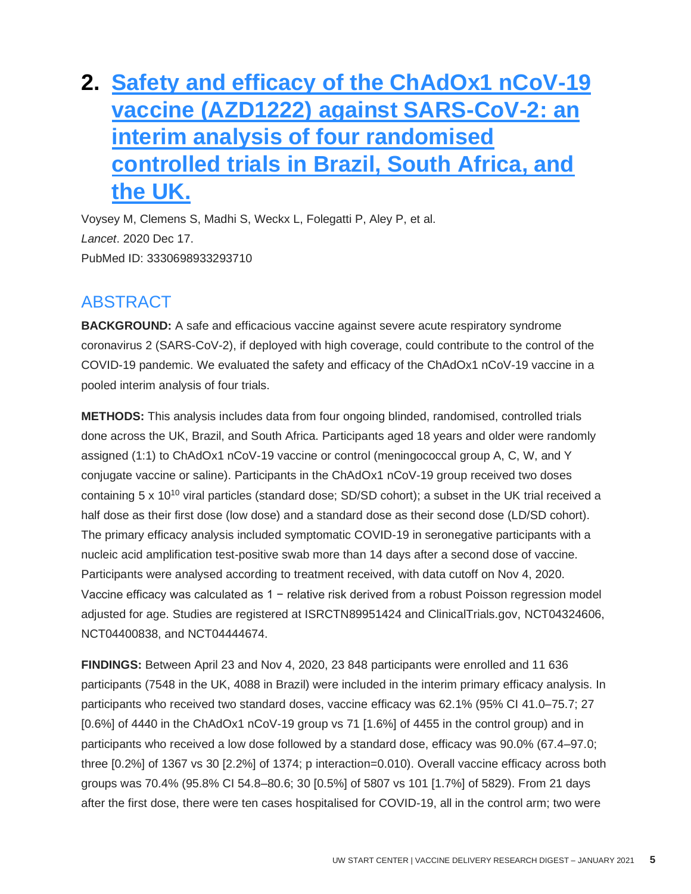# 2. Safety and efficacy of the ChAdOx1 nCoV-19 vaccine (AZD1222) against SARS-CoV-2: an interim analysis of four randomised controlled trials in Brazil, South Africa, and the UK.

Voysey M, Clemens S, Madhi S, Weckx L, Folegatti P, Aley P, et al.
*Lancet*. 2020 Dec 17.
PubMed ID: 3330698933293710

## ABSTRACT

**BACKGROUND:** A safe and efficacious vaccine against severe acute respiratory syndrome coronavirus 2 (SARS-CoV-2), if deployed with high coverage, could contribute to the control of the COVID-19 pandemic. We evaluated the safety and efficacy of the ChAdOx1 nCoV-19 vaccine in a pooled interim analysis of four trials.

**METHODS:** This analysis includes data from four ongoing blinded, randomised, controlled trials done across the UK, Brazil, and South Africa. Participants aged 18 years and older were randomly assigned (1:1) to ChAdOx1 nCoV-19 vaccine or control (meningococcal group A, C, W, and Y conjugate vaccine or saline). Participants in the ChAdOx1 nCoV-19 group received two doses containing $5 \times 10^{10}$ viral particles (standard dose; SD/SD cohort); a subset in the UK trial received a half dose as their first dose (low dose) and a standard dose as their second dose (LD/SD cohort). The primary efficacy analysis included symptomatic COVID-19 in seronegative participants with a nucleic acid amplification test-positive swab more than 14 days after a second dose of vaccine. Participants were analysed according to treatment received, with data cutoff on Nov 4, 2020. Vaccine efficacy was calculated as 1 − relative risk derived from a robust Poisson regression model adjusted for age. Studies are registered at ISRCTN89951424 and ClinicalTrials.gov, NCT04324606, NCT04400838, and NCT04444674.

**FINDINGS:** Between April 23 and Nov 4, 2020, 23 848 participants were enrolled and 11 636 participants (7548 in the UK, 4088 in Brazil) were included in the interim primary efficacy analysis. In participants who received two standard doses, vaccine efficacy was 62.1% (95% CI 41.0–75.7; 27 [0.6%] of 4440 in the ChAdOx1 nCoV-19 group vs 71 [1.6%] of 4455 in the control group) and in participants who received a low dose followed by a standard dose, efficacy was 90.0% (67.4–97.0; three [0.2%] of 1367 vs 30 [2.2%] of 1374; p interaction=0.010). Overall vaccine efficacy across both groups was 70.4% (95.8% CI 54.8–80.6; 30 [0.5%] of 5807 vs 101 [1.7%] of 5829). From 21 days after the first dose, there were ten cases hospitalised for COVID-19, all in the control arm; two were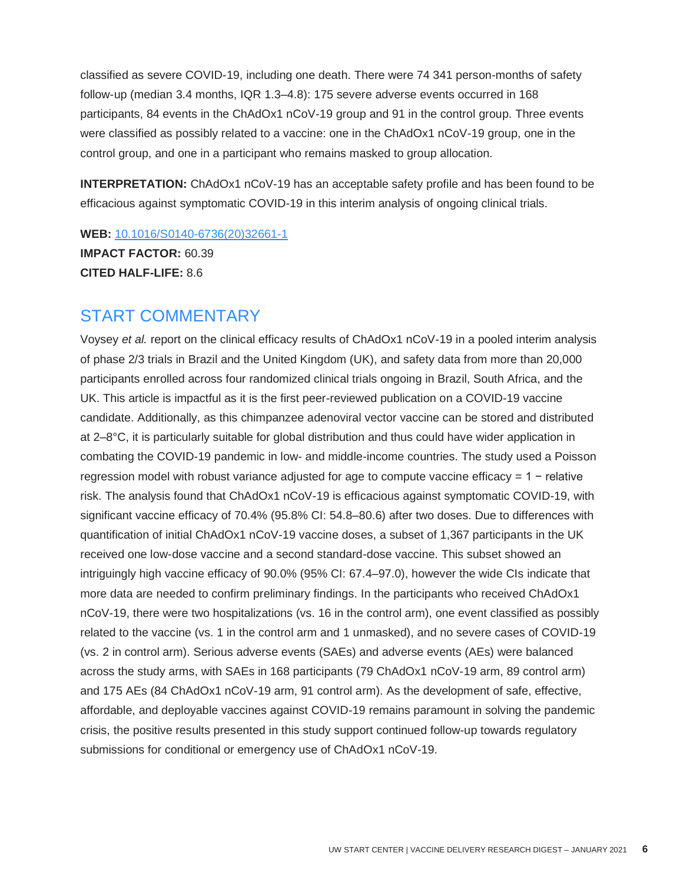classified as severe COVID-19, including one death. There were 74 341 person-months of safety follow-up (median 3.4 months, IQR 1.3–4.8): 175 severe adverse events occurred in 168 participants, 84 events in the ChAdOx1 nCoV-19 group and 91 in the control group. Three events were classified as possibly related to a vaccine: one in the ChAdOx1 nCoV-19 group, one in the control group, and one in a participant who remains masked to group allocation.

**INTERPRETATION:** ChAdOx1 nCoV-19 has an acceptable safety profile and has been found to be efficacious against symptomatic COVID-19 in this interim analysis of ongoing clinical trials.

**WEB:** [10.1016/S0140-6736(20)32661-1](https://doi.org/10.1016/S0140-6736(20)32661-1)
**IMPACT FACTOR:** 60.39
**CITED HALF-LIFE:** 8.6

## START COMMENTARY

Voysey *et al.* report on the clinical efficacy results of ChAdOx1 nCoV-19 in a pooled interim analysis of phase 2/3 trials in Brazil and the United Kingdom (UK), and safety data from more than 20,000 participants enrolled across four randomized clinical trials ongoing in Brazil, South Africa, and the UK. This article is impactful as it is the first peer-reviewed publication on a COVID-19 vaccine candidate. Additionally, as this chimpanzee adenoviral vector vaccine can be stored and distributed at 2–8°C, it is particularly suitable for global distribution and thus could have wider application in combating the COVID-19 pandemic in low- and middle-income countries. The study used a Poisson regression model with robust variance adjusted for age to compute vaccine efficacy = 1 − relative risk. The analysis found that ChAdOx1 nCoV-19 is efficacious against symptomatic COVID-19, with significant vaccine efficacy of 70.4% (95.8% CI: 54.8–80.6) after two doses. Due to differences with quantification of initial ChAdOx1 nCoV-19 vaccine doses, a subset of 1,367 participants in the UK received one low-dose vaccine and a second standard-dose vaccine. This subset showed an intriguingly high vaccine efficacy of 90.0% (95% CI: 67.4–97.0), however the wide CIs indicate that more data are needed to confirm preliminary findings. In the participants who received ChAdOx1 nCoV-19, there were two hospitalizations (vs. 16 in the control arm), one event classified as possibly related to the vaccine (vs. 1 in the control arm and 1 unmasked), and no severe cases of COVID-19 (vs. 2 in control arm). Serious adverse events (SAEs) and adverse events (AEs) were balanced across the study arms, with SAEs in 168 participants (79 ChAdOx1 nCoV-19 arm, 89 control arm) and 175 AEs (84 ChAdOx1 nCoV-19 arm, 91 control arm). As the development of safe, effective, affordable, and deployable vaccines against COVID-19 remains paramount in solving the pandemic crisis, the positive results presented in this study support continued follow-up towards regulatory submissions for conditional or emergency use of ChAdOx1 nCoV-19.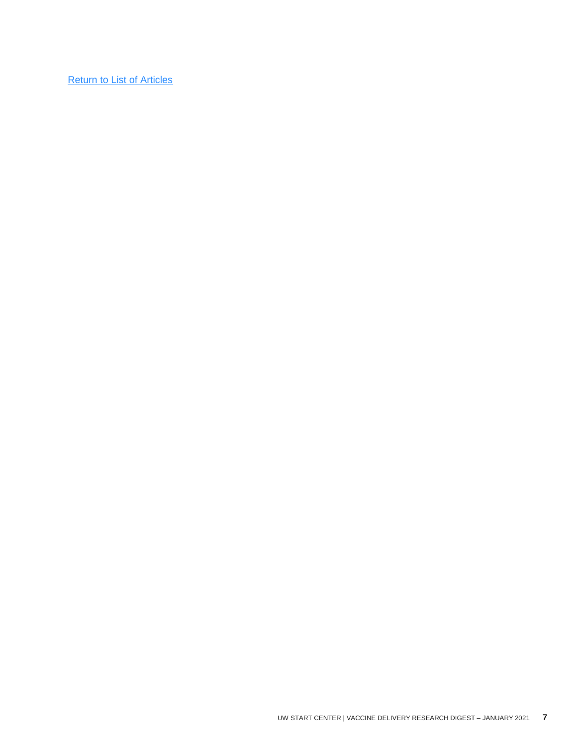[Return to List of Articles]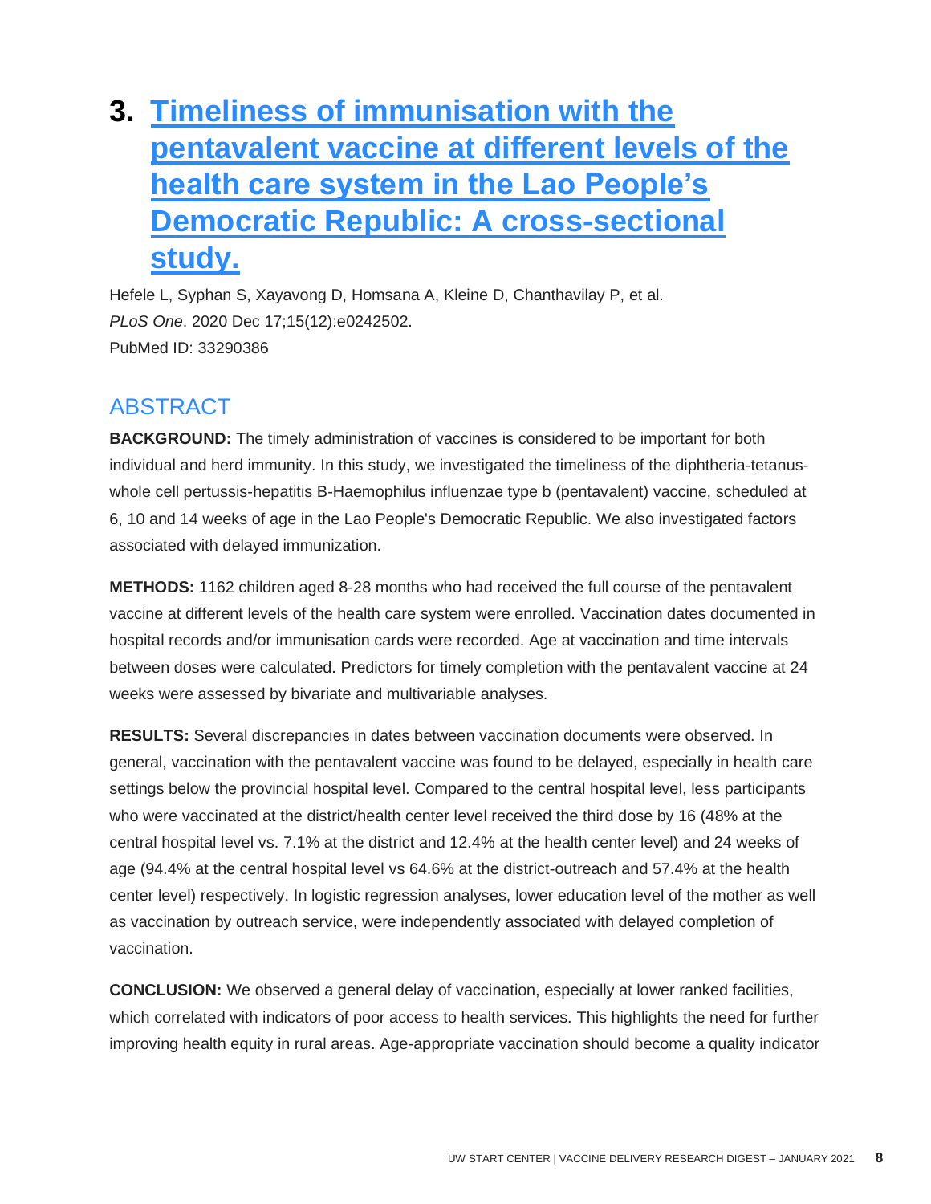# 3. [Timeliness of immunisation with the pentavalent vaccine at different levels of the health care system in the Lao People's Democratic Republic: A cross-sectional study.]

Hefele L, Syphan S, Xayavong D, Homsana A, Kleine D, Chanthavilay P, et al.
*PLoS One*. 2020 Dec 17;15(12):e0242502.
PubMed ID: 33290386

## ABSTRACT

**BACKGROUND:** The timely administration of vaccines is considered to be important for both individual and herd immunity. In this study, we investigated the timeliness of the diphtheria-tetanus-whole cell pertussis-hepatitis B-Haemophilus influenzae type b (pentavalent) vaccine, scheduled at 6, 10 and 14 weeks of age in the Lao People's Democratic Republic. We also investigated factors associated with delayed immunization.

**METHODS:** 1162 children aged 8-28 months who had received the full course of the pentavalent vaccine at different levels of the health care system were enrolled. Vaccination dates documented in hospital records and/or immunisation cards were recorded. Age at vaccination and time intervals between doses were calculated. Predictors for timely completion with the pentavalent vaccine at 24 weeks were assessed by bivariate and multivariable analyses.

**RESULTS:** Several discrepancies in dates between vaccination documents were observed. In general, vaccination with the pentavalent vaccine was found to be delayed, especially in health care settings below the provincial hospital level. Compared to the central hospital level, less participants who were vaccinated at the district/health center level received the third dose by 16 (48% at the central hospital level vs. 7.1% at the district and 12.4% at the health center level) and 24 weeks of age (94.4% at the central hospital level vs 64.6% at the district-outreach and 57.4% at the health center level) respectively. In logistic regression analyses, lower education level of the mother as well as vaccination by outreach service, were independently associated with delayed completion of vaccination.

**CONCLUSION:** We observed a general delay of vaccination, especially at lower ranked facilities, which correlated with indicators of poor access to health services. This highlights the need for further improving health equity in rural areas. Age-appropriate vaccination should become a quality indicator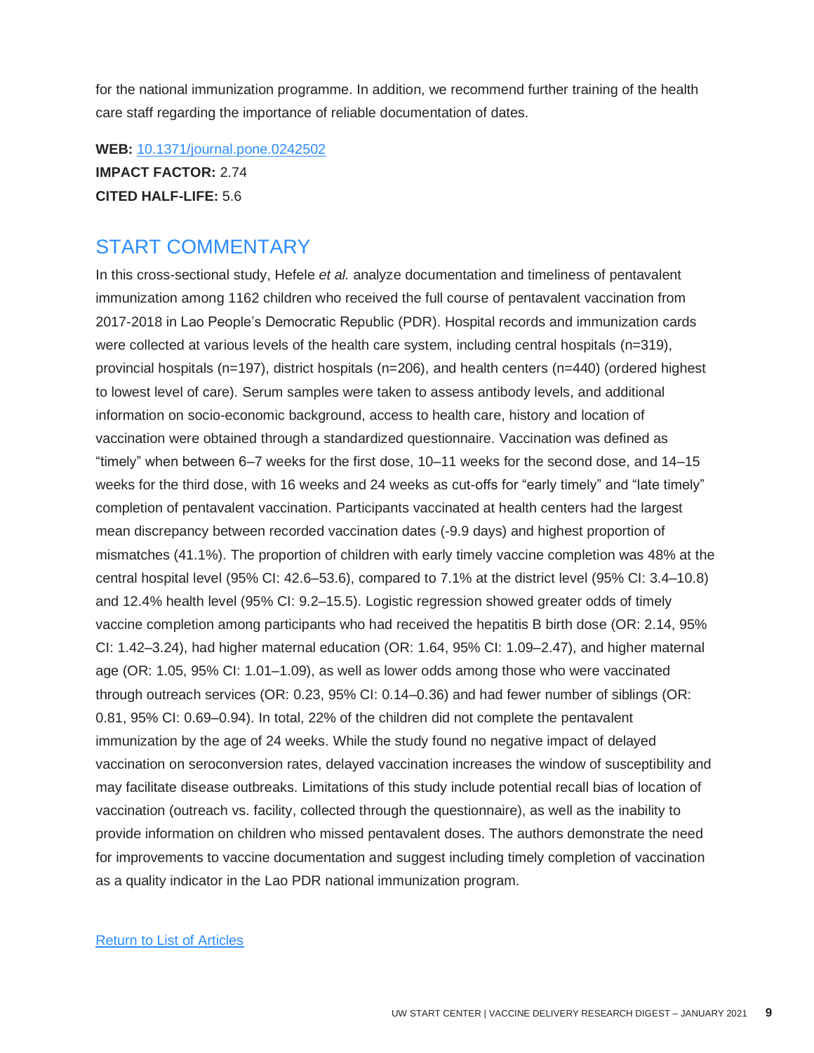for the national immunization programme. In addition, we recommend further training of the health care staff regarding the importance of reliable documentation of dates.

**WEB:** [10.1371/journal.pone.0242502](https://doi.org/10.1371/journal.pone.0242502)
**IMPACT FACTOR:** 2.74
**CITED HALF-LIFE:** 5.6

## START COMMENTARY

In this cross-sectional study, Hefele *et al.* analyze documentation and timeliness of pentavalent immunization among 1162 children who received the full course of pentavalent vaccination from 2017-2018 in Lao People's Democratic Republic (PDR). Hospital records and immunization cards were collected at various levels of the health care system, including central hospitals (n=319), provincial hospitals (n=197), district hospitals (n=206), and health centers (n=440) (ordered highest to lowest level of care). Serum samples were taken to assess antibody levels, and additional information on socio-economic background, access to health care, history and location of vaccination were obtained through a standardized questionnaire. Vaccination was defined as "timely" when between 6–7 weeks for the first dose, 10–11 weeks for the second dose, and 14–15 weeks for the third dose, with 16 weeks and 24 weeks as cut-offs for "early timely" and "late timely" completion of pentavalent vaccination. Participants vaccinated at health centers had the largest mean discrepancy between recorded vaccination dates (-9.9 days) and highest proportion of mismatches (41.1%). The proportion of children with early timely vaccine completion was 48% at the central hospital level (95% CI: 42.6–53.6), compared to 7.1% at the district level (95% CI: 3.4–10.8) and 12.4% health level (95% CI: 9.2–15.5). Logistic regression showed greater odds of timely vaccine completion among participants who had received the hepatitis B birth dose (OR: 2.14, 95% CI: 1.42–3.24), had higher maternal education (OR: 1.64, 95% CI: 1.09–2.47), and higher maternal age (OR: 1.05, 95% CI: 1.01–1.09), as well as lower odds among those who were vaccinated through outreach services (OR: 0.23, 95% CI: 0.14–0.36) and had fewer number of siblings (OR: 0.81, 95% CI: 0.69–0.94). In total, 22% of the children did not complete the pentavalent immunization by the age of 24 weeks. While the study found no negative impact of delayed vaccination on seroconversion rates, delayed vaccination increases the window of susceptibility and may facilitate disease outbreaks. Limitations of this study include potential recall bias of location of vaccination (outreach vs. facility, collected through the questionnaire), as well as the inability to provide information on children who missed pentavalent doses. The authors demonstrate the need for improvements to vaccine documentation and suggest including timely completion of vaccination as a quality indicator in the Lao PDR national immunization program.

[Return to List of Articles]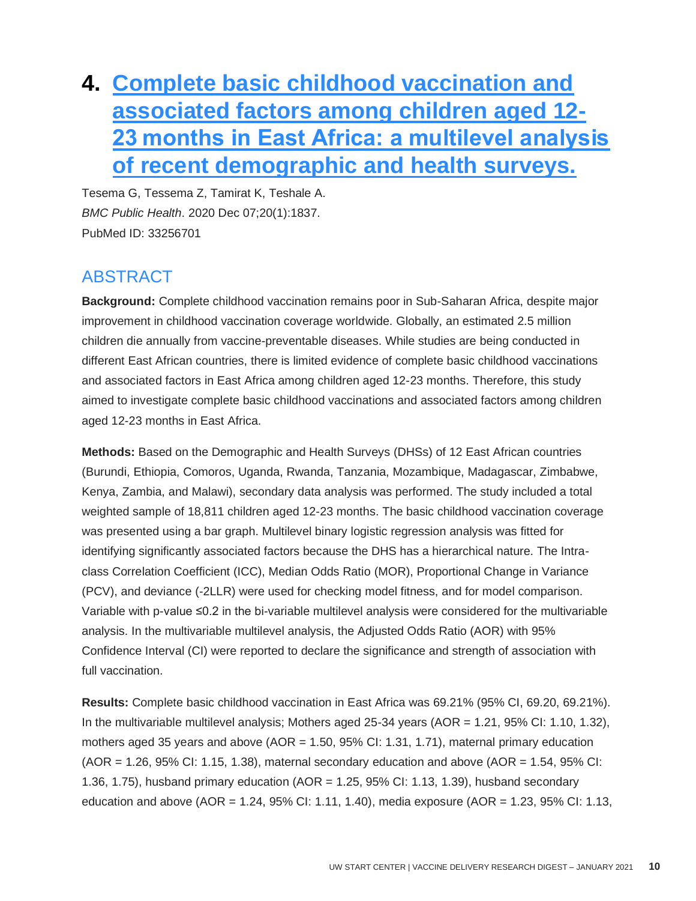# 4. Complete basic childhood vaccination and associated factors among children aged 12-23 months in East Africa: a multilevel analysis of recent demographic and health surveys.

Tesema G, Tessema Z, Tamirat K, Teshale A.

*BMC Public Health*. 2020 Dec 07;20(1):1837.

PubMed ID: 33256701

## ABSTRACT

**Background:** Complete childhood vaccination remains poor in Sub-Saharan Africa, despite major improvement in childhood vaccination coverage worldwide. Globally, an estimated 2.5 million children die annually from vaccine-preventable diseases. While studies are being conducted in different East African countries, there is limited evidence of complete basic childhood vaccinations and associated factors in East Africa among children aged 12-23 months. Therefore, this study aimed to investigate complete basic childhood vaccinations and associated factors among children aged 12-23 months in East Africa.

**Methods:** Based on the Demographic and Health Surveys (DHSs) of 12 East African countries (Burundi, Ethiopia, Comoros, Uganda, Rwanda, Tanzania, Mozambique, Madagascar, Zimbabwe, Kenya, Zambia, and Malawi), secondary data analysis was performed. The study included a total weighted sample of 18,811 children aged 12-23 months. The basic childhood vaccination coverage was presented using a bar graph. Multilevel binary logistic regression analysis was fitted for identifying significantly associated factors because the DHS has a hierarchical nature. The Intra-class Correlation Coefficient (ICC), Median Odds Ratio (MOR), Proportional Change in Variance (PCV), and deviance (-2LLR) were used for checking model fitness, and for model comparison. Variable with p-value ≤0.2 in the bi-variable multilevel analysis were considered for the multivariable analysis. In the multivariable multilevel analysis, the Adjusted Odds Ratio (AOR) with 95% Confidence Interval (CI) were reported to declare the significance and strength of association with full vaccination.

**Results:** Complete basic childhood vaccination in East Africa was 69.21% (95% CI, 69.20, 69.21%). In the multivariable multilevel analysis; Mothers aged 25-34 years (AOR = 1.21, 95% CI: 1.10, 1.32), mothers aged 35 years and above (AOR = 1.50, 95% CI: 1.31, 1.71), maternal primary education (AOR = 1.26, 95% CI: 1.15, 1.38), maternal secondary education and above (AOR = 1.54, 95% CI: 1.36, 1.75), husband primary education (AOR = 1.25, 95% CI: 1.13, 1.39), husband secondary education and above (AOR = 1.24, 95% CI: 1.11, 1.40), media exposure (AOR = 1.23, 95% CI: 1.13,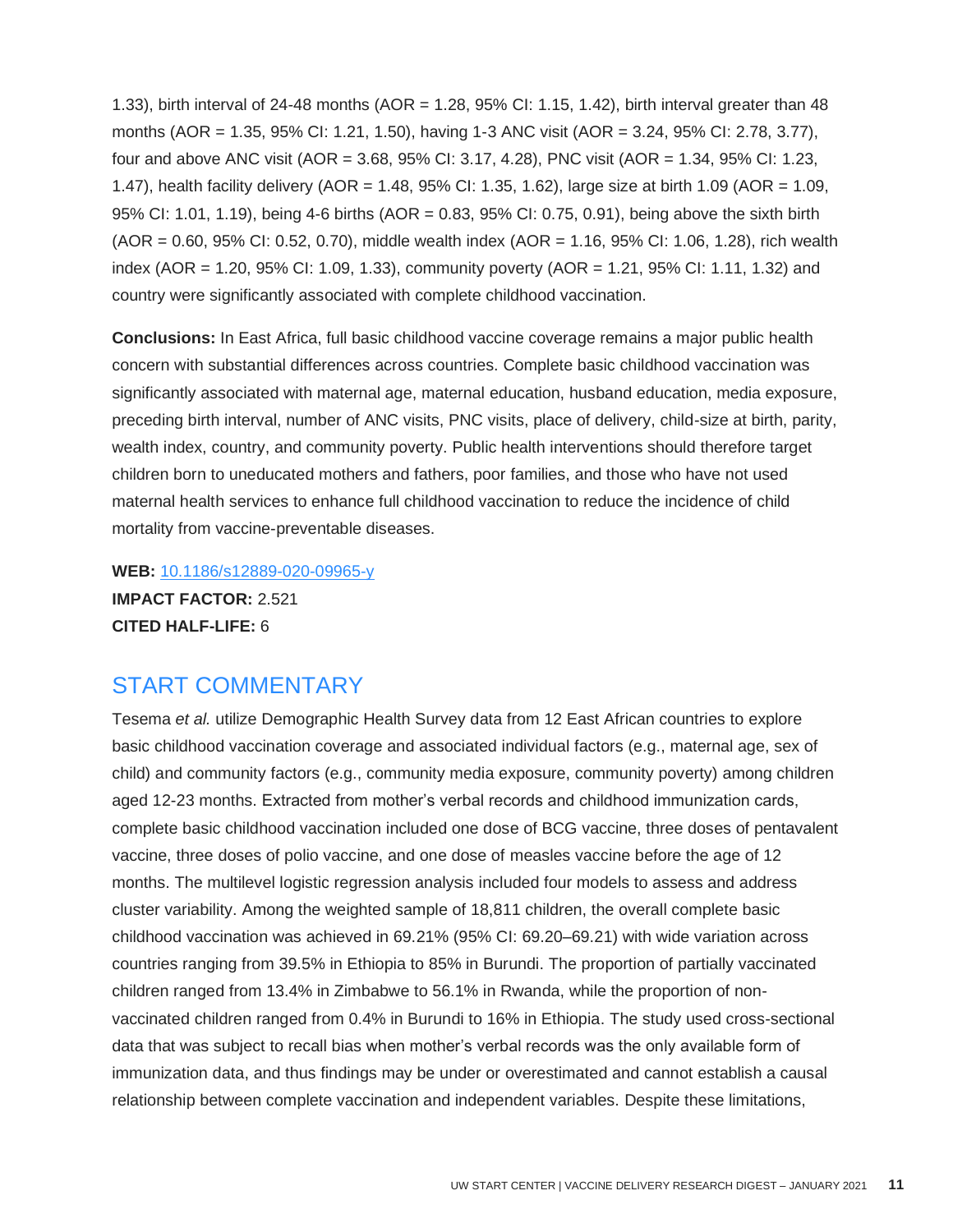1.33), birth interval of 24-48 months (AOR = 1.28, 95% CI: 1.15, 1.42), birth interval greater than 48 months (AOR = 1.35, 95% CI: 1.21, 1.50), having 1-3 ANC visit (AOR = 3.24, 95% CI: 2.78, 3.77), four and above ANC visit (AOR = 3.68, 95% CI: 3.17, 4.28), PNC visit (AOR = 1.34, 95% CI: 1.23, 1.47), health facility delivery (AOR = 1.48, 95% CI: 1.35, 1.62), large size at birth 1.09 (AOR = 1.09, 95% CI: 1.01, 1.19), being 4-6 births (AOR = 0.83, 95% CI: 0.75, 0.91), being above the sixth birth (AOR = 0.60, 95% CI: 0.52, 0.70), middle wealth index (AOR = 1.16, 95% CI: 1.06, 1.28), rich wealth index (AOR = 1.20, 95% CI: 1.09, 1.33), community poverty (AOR = 1.21, 95% CI: 1.11, 1.32) and country were significantly associated with complete childhood vaccination.

**Conclusions:** In East Africa, full basic childhood vaccine coverage remains a major public health concern with substantial differences across countries. Complete basic childhood vaccination was significantly associated with maternal age, maternal education, husband education, media exposure, preceding birth interval, number of ANC visits, PNC visits, place of delivery, child-size at birth, parity, wealth index, country, and community poverty. Public health interventions should therefore target children born to uneducated mothers and fathers, poor families, and those who have not used maternal health services to enhance full childhood vaccination to reduce the incidence of child mortality from vaccine-preventable diseases.

**WEB:** [10.1186/s12889-020-09965-y](https://doi.org/10.1186/s12889-020-09965-y)
**IMPACT FACTOR:** 2.521
**CITED HALF-LIFE:** 6

## START COMMENTARY

Tesema *et al.* utilize Demographic Health Survey data from 12 East African countries to explore basic childhood vaccination coverage and associated individual factors (e.g., maternal age, sex of child) and community factors (e.g., community media exposure, community poverty) among children aged 12-23 months. Extracted from mother's verbal records and childhood immunization cards, complete basic childhood vaccination included one dose of BCG vaccine, three doses of pentavalent vaccine, three doses of polio vaccine, and one dose of measles vaccine before the age of 12 months. The multilevel logistic regression analysis included four models to assess and address cluster variability. Among the weighted sample of 18,811 children, the overall complete basic childhood vaccination was achieved in 69.21% (95% CI: 69.20–69.21) with wide variation across countries ranging from 39.5% in Ethiopia to 85% in Burundi. The proportion of partially vaccinated children ranged from 13.4% in Zimbabwe to 56.1% in Rwanda, while the proportion of non-vaccinated children ranged from 0.4% in Burundi to 16% in Ethiopia. The study used cross-sectional data that was subject to recall bias when mother's verbal records was the only available form of immunization data, and thus findings may be under or overestimated and cannot establish a causal relationship between complete vaccination and independent variables. Despite these limitations,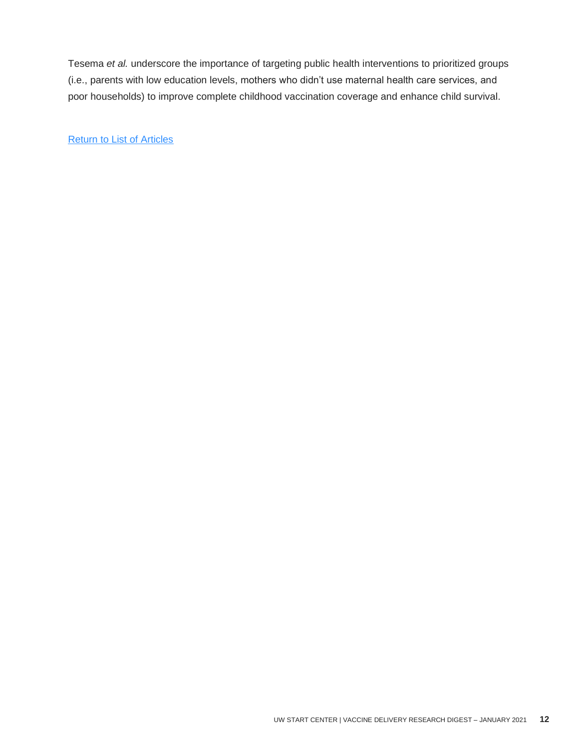Tesema *et al.* underscore the importance of targeting public health interventions to prioritized groups (i.e., parents with low education levels, mothers who didn't use maternal health care services, and poor households) to improve complete childhood vaccination coverage and enhance child survival.

Return to List of Articles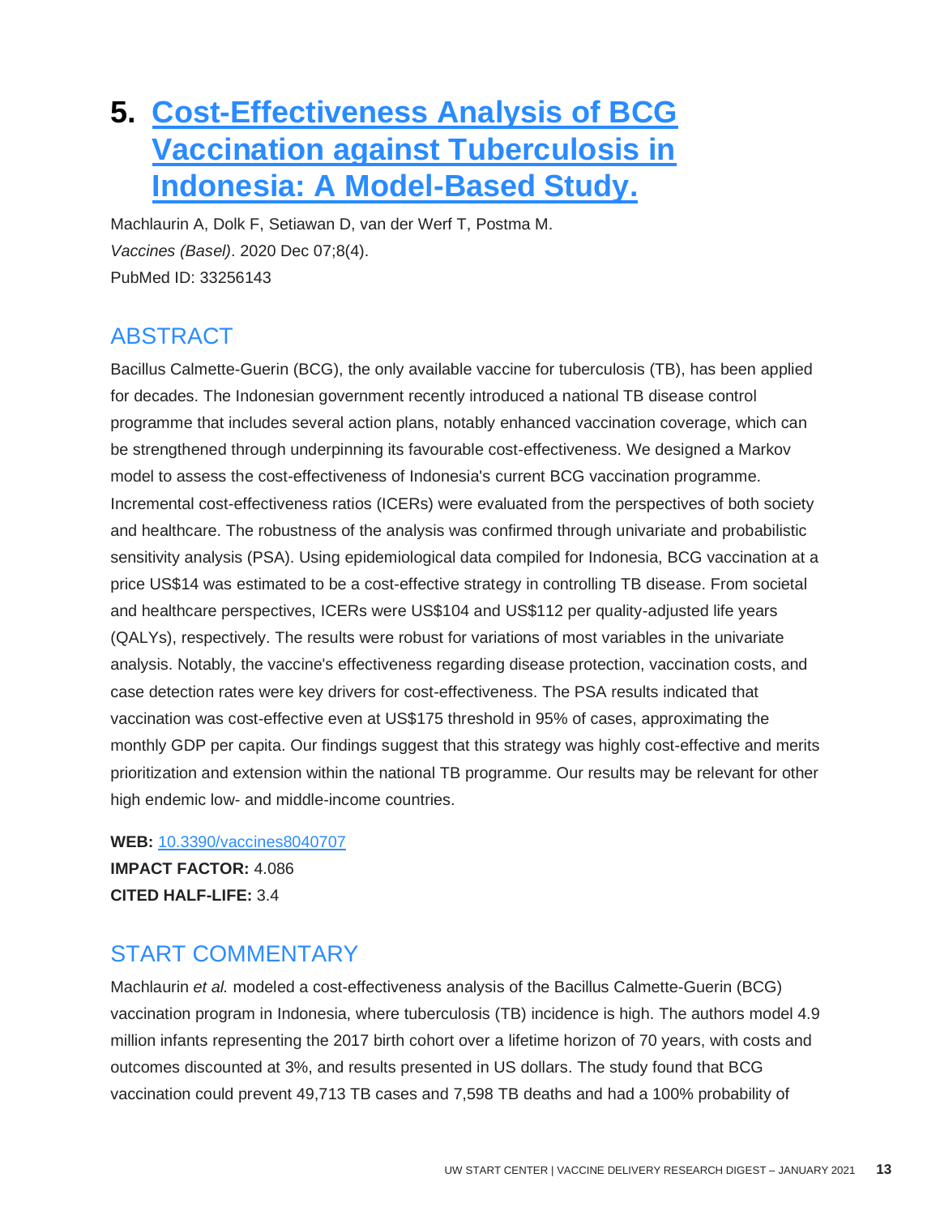# 5. Cost-Effectiveness Analysis of BCG Vaccination against Tuberculosis in Indonesia: A Model-Based Study.

Machlaurin A, Dolk F, Setiawan D, van der Werf T, Postma M.
*Vaccines (Basel)*. 2020 Dec 07;8(4).
PubMed ID: 33256143

## ABSTRACT

Bacillus Calmette-Guerin (BCG), the only available vaccine for tuberculosis (TB), has been applied for decades. The Indonesian government recently introduced a national TB disease control programme that includes several action plans, notably enhanced vaccination coverage, which can be strengthened through underpinning its favourable cost-effectiveness. We designed a Markov model to assess the cost-effectiveness of Indonesia's current BCG vaccination programme. Incremental cost-effectiveness ratios (ICERs) were evaluated from the perspectives of both society and healthcare. The robustness of the analysis was confirmed through univariate and probabilistic sensitivity analysis (PSA). Using epidemiological data compiled for Indonesia, BCG vaccination at a price US$14 was estimated to be a cost-effective strategy in controlling TB disease. From societal and healthcare perspectives, ICERs were US$104 and US$112 per quality-adjusted life years (QALYs), respectively. The results were robust for variations of most variables in the univariate analysis. Notably, the vaccine's effectiveness regarding disease protection, vaccination costs, and case detection rates were key drivers for cost-effectiveness. The PSA results indicated that vaccination was cost-effective even at US$175 threshold in 95% of cases, approximating the monthly GDP per capita. Our findings suggest that this strategy was highly cost-effective and merits prioritization and extension within the national TB programme. Our results may be relevant for other high endemic low- and middle-income countries.

**WEB:** 10.3390/vaccines8040707
**IMPACT FACTOR:** 4.086
**CITED HALF-LIFE:** 3.4

## START COMMENTARY

Machlaurin *et al.* modeled a cost-effectiveness analysis of the Bacillus Calmette-Guerin (BCG) vaccination program in Indonesia, where tuberculosis (TB) incidence is high. The authors model 4.9 million infants representing the 2017 birth cohort over a lifetime horizon of 70 years, with costs and outcomes discounted at 3%, and results presented in US dollars. The study found that BCG vaccination could prevent 49,713 TB cases and 7,598 TB deaths and had a 100% probability of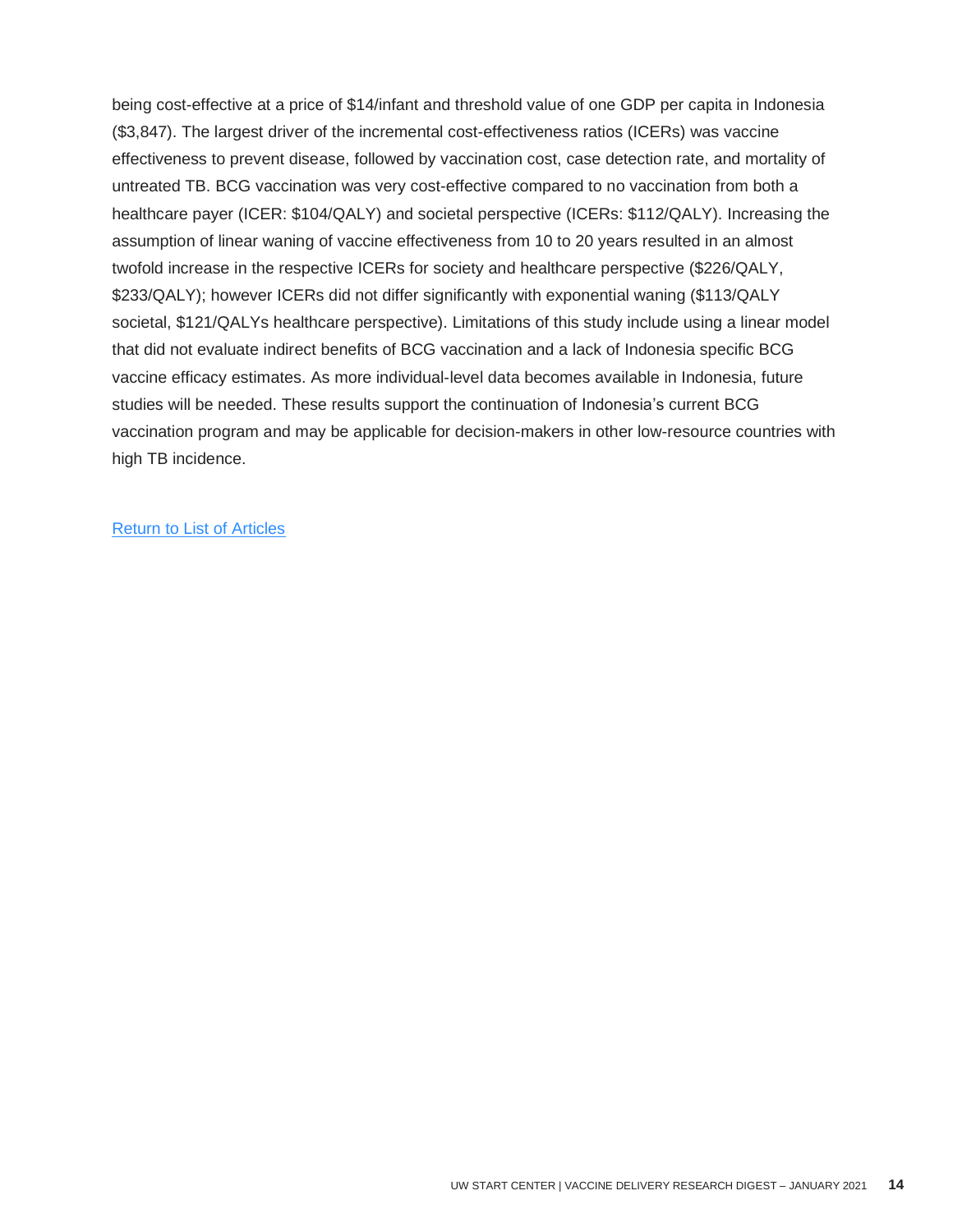being cost-effective at a price of $14/infant and threshold value of one GDP per capita in Indonesia ($3,847). The largest driver of the incremental cost-effectiveness ratios (ICERs) was vaccine effectiveness to prevent disease, followed by vaccination cost, case detection rate, and mortality of untreated TB. BCG vaccination was very cost-effective compared to no vaccination from both a healthcare payer (ICER: $104/QALY) and societal perspective (ICERs: $112/QALY). Increasing the assumption of linear waning of vaccine effectiveness from 10 to 20 years resulted in an almost twofold increase in the respective ICERs for society and healthcare perspective ($226/QALY, $233/QALY); however ICERs did not differ significantly with exponential waning ($113/QALY societal, $121/QALYs healthcare perspective). Limitations of this study include using a linear model that did not evaluate indirect benefits of BCG vaccination and a lack of Indonesia specific BCG vaccine efficacy estimates. As more individual-level data becomes available in Indonesia, future studies will be needed. These results support the continuation of Indonesia's current BCG vaccination program and may be applicable for decision-makers in other low-resource countries with high TB incidence.

Return to List of Articles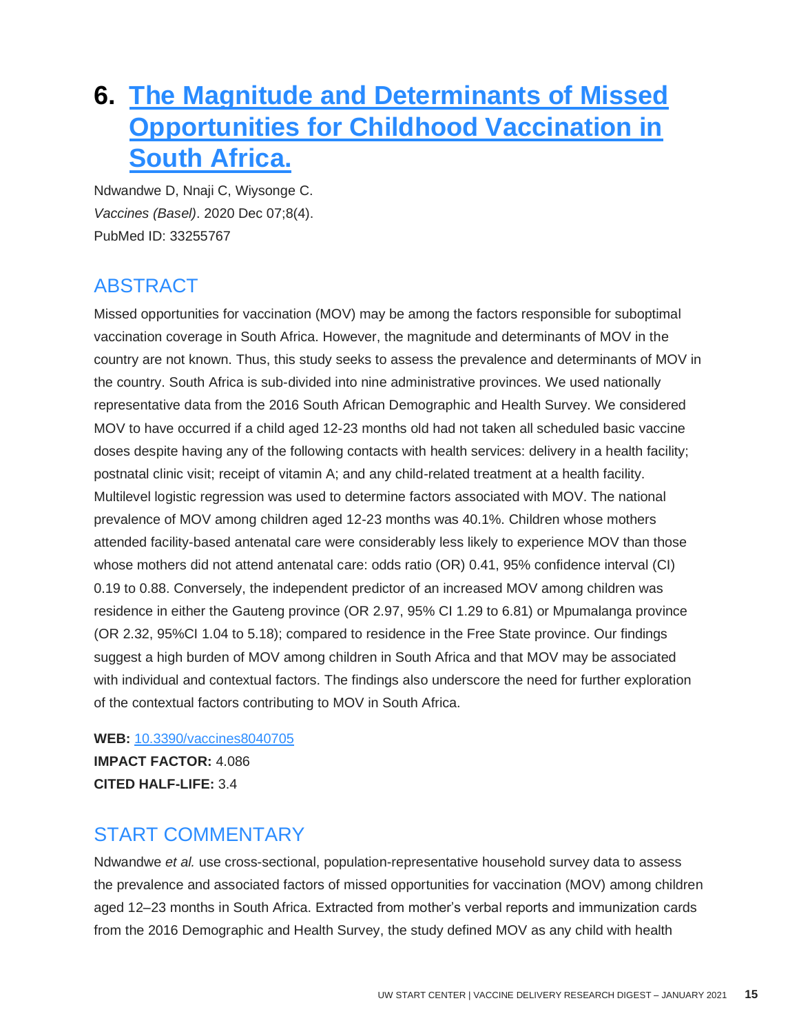# 6. [The Magnitude and Determinants of Missed Opportunities for Childhood Vaccination in South Africa.](https://doi.org/10.3390/vaccines8040705)

Ndwandwe D, Nnaji C, Wiysonge C.
*Vaccines (Basel)*. 2020 Dec 07;8(4).
PubMed ID: 33255767

## ABSTRACT

Missed opportunities for vaccination (MOV) may be among the factors responsible for suboptimal vaccination coverage in South Africa. However, the magnitude and determinants of MOV in the country are not known. Thus, this study seeks to assess the prevalence and determinants of MOV in the country. South Africa is sub-divided into nine administrative provinces. We used nationally representative data from the 2016 South African Demographic and Health Survey. We considered MOV to have occurred if a child aged 12-23 months old had not taken all scheduled basic vaccine doses despite having any of the following contacts with health services: delivery in a health facility; postnatal clinic visit; receipt of vitamin A; and any child-related treatment at a health facility. Multilevel logistic regression was used to determine factors associated with MOV. The national prevalence of MOV among children aged 12-23 months was 40.1%. Children whose mothers attended facility-based antenatal care were considerably less likely to experience MOV than those whose mothers did not attend antenatal care: odds ratio (OR) 0.41, 95% confidence interval (CI) 0.19 to 0.88. Conversely, the independent predictor of an increased MOV among children was residence in either the Gauteng province (OR 2.97, 95% CI 1.29 to 6.81) or Mpumalanga province (OR 2.32, 95%CI 1.04 to 5.18); compared to residence in the Free State province. Our findings suggest a high burden of MOV among children in South Africa and that MOV may be associated with individual and contextual factors. The findings also underscore the need for further exploration of the contextual factors contributing to MOV in South Africa.

**WEB:** [10.3390/vaccines8040705](https://doi.org/10.3390/vaccines8040705)
**IMPACT FACTOR:** 4.086
**CITED HALF-LIFE:** 3.4

## START COMMENTARY

Ndwandwe *et al.* use cross-sectional, population-representative household survey data to assess the prevalence and associated factors of missed opportunities for vaccination (MOV) among children aged 12–23 months in South Africa. Extracted from mother's verbal reports and immunization cards from the 2016 Demographic and Health Survey, the study defined MOV as any child with health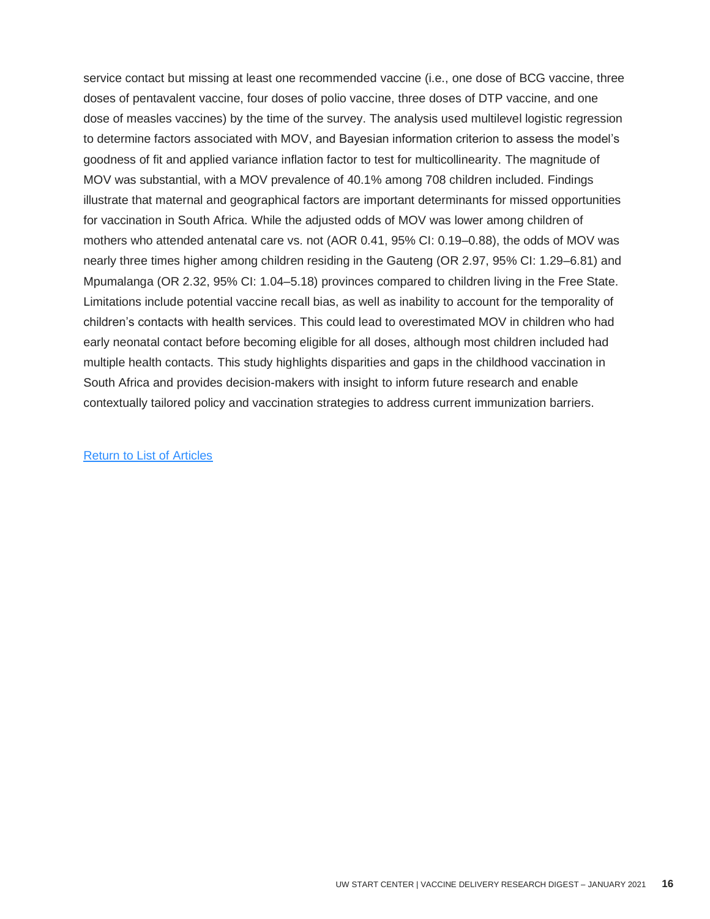service contact but missing at least one recommended vaccine (i.e., one dose of BCG vaccine, three doses of pentavalent vaccine, four doses of polio vaccine, three doses of DTP vaccine, and one dose of measles vaccines) by the time of the survey. The analysis used multilevel logistic regression to determine factors associated with MOV, and Bayesian information criterion to assess the model's goodness of fit and applied variance inflation factor to test for multicollinearity. The magnitude of MOV was substantial, with a MOV prevalence of 40.1% among 708 children included. Findings illustrate that maternal and geographical factors are important determinants for missed opportunities for vaccination in South Africa. While the adjusted odds of MOV was lower among children of mothers who attended antenatal care vs. not (AOR 0.41, 95% CI: 0.19–0.88), the odds of MOV was nearly three times higher among children residing in the Gauteng (OR 2.97, 95% CI: 1.29–6.81) and Mpumalanga (OR 2.32, 95% CI: 1.04–5.18) provinces compared to children living in the Free State. Limitations include potential vaccine recall bias, as well as inability to account for the temporality of children's contacts with health services. This could lead to overestimated MOV in children who had early neonatal contact before becoming eligible for all doses, although most children included had multiple health contacts. This study highlights disparities and gaps in the childhood vaccination in South Africa and provides decision-makers with insight to inform future research and enable contextually tailored policy and vaccination strategies to address current immunization barriers.

Return to List of Articles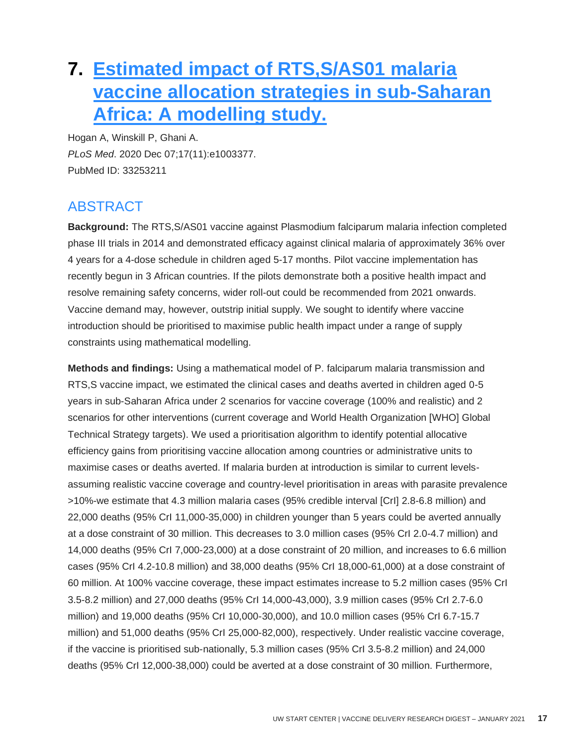# 7. [Estimated impact of RTS,S/AS01 malaria vaccine allocation strategies in sub-Saharan Africa: A modelling study.]

Hogan A, Winskill P, Ghani A.
*PLoS Med*. 2020 Dec 07;17(11):e1003377.
PubMed ID: 33253211

## ABSTRACT

**Background:** The RTS,S/AS01 vaccine against Plasmodium falciparum malaria infection completed phase III trials in 2014 and demonstrated efficacy against clinical malaria of approximately 36% over 4 years for a 4-dose schedule in children aged 5-17 months. Pilot vaccine implementation has recently begun in 3 African countries. If the pilots demonstrate both a positive health impact and resolve remaining safety concerns, wider roll-out could be recommended from 2021 onwards. Vaccine demand may, however, outstrip initial supply. We sought to identify where vaccine introduction should be prioritised to maximise public health impact under a range of supply constraints using mathematical modelling.

**Methods and findings:** Using a mathematical model of P. falciparum malaria transmission and RTS,S vaccine impact, we estimated the clinical cases and deaths averted in children aged 0-5 years in sub-Saharan Africa under 2 scenarios for vaccine coverage (100% and realistic) and 2 scenarios for other interventions (current coverage and World Health Organization [WHO] Global Technical Strategy targets). We used a prioritisation algorithm to identify potential allocative efficiency gains from prioritising vaccine allocation among countries or administrative units to maximise cases or deaths averted. If malaria burden at introduction is similar to current levels-assuming realistic vaccine coverage and country-level prioritisation in areas with parasite prevalence >10%-we estimate that 4.3 million malaria cases (95% credible interval [CrI] 2.8-6.8 million) and 22,000 deaths (95% CrI 11,000-35,000) in children younger than 5 years could be averted annually at a dose constraint of 30 million. This decreases to 3.0 million cases (95% CrI 2.0-4.7 million) and 14,000 deaths (95% CrI 7,000-23,000) at a dose constraint of 20 million, and increases to 6.6 million cases (95% CrI 4.2-10.8 million) and 38,000 deaths (95% CrI 18,000-61,000) at a dose constraint of 60 million. At 100% vaccine coverage, these impact estimates increase to 5.2 million cases (95% CrI 3.5-8.2 million) and 27,000 deaths (95% CrI 14,000-43,000), 3.9 million cases (95% CrI 2.7-6.0 million) and 19,000 deaths (95% CrI 10,000-30,000), and 10.0 million cases (95% CrI 6.7-15.7 million) and 51,000 deaths (95% CrI 25,000-82,000), respectively. Under realistic vaccine coverage, if the vaccine is prioritised sub-nationally, 5.3 million cases (95% CrI 3.5-8.2 million) and 24,000 deaths (95% CrI 12,000-38,000) could be averted at a dose constraint of 30 million. Furthermore,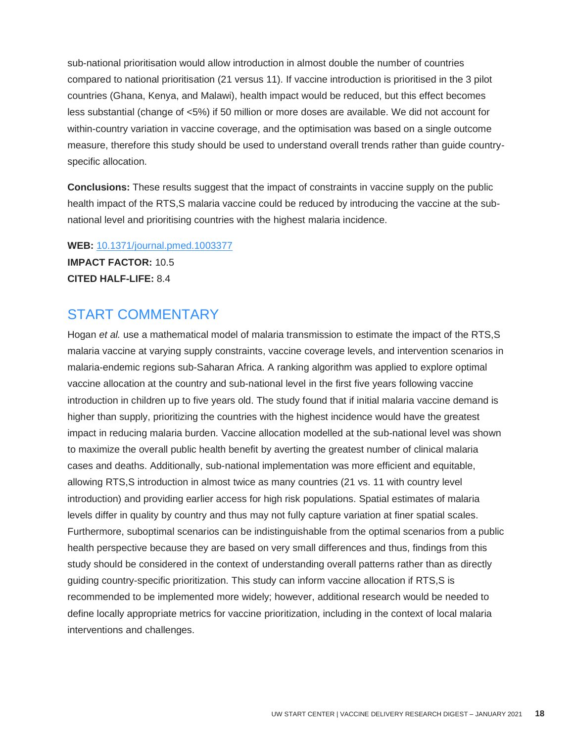sub-national prioritisation would allow introduction in almost double the number of countries compared to national prioritisation (21 versus 11). If vaccine introduction is prioritised in the 3 pilot countries (Ghana, Kenya, and Malawi), health impact would be reduced, but this effect becomes less substantial (change of <5%) if 50 million or more doses are available. We did not account for within-country variation in vaccine coverage, and the optimisation was based on a single outcome measure, therefore this study should be used to understand overall trends rather than guide country-specific allocation.

**Conclusions:** These results suggest that the impact of constraints in vaccine supply on the public health impact of the RTS,S malaria vaccine could be reduced by introducing the vaccine at the sub-national level and prioritising countries with the highest malaria incidence.

**WEB:** 10.1371/journal.pmed.1003377
**IMPACT FACTOR:** 10.5
**CITED HALF-LIFE:** 8.4

## START COMMENTARY

Hogan *et al.* use a mathematical model of malaria transmission to estimate the impact of the RTS,S malaria vaccine at varying supply constraints, vaccine coverage levels, and intervention scenarios in malaria-endemic regions sub-Saharan Africa. A ranking algorithm was applied to explore optimal vaccine allocation at the country and sub-national level in the first five years following vaccine introduction in children up to five years old. The study found that if initial malaria vaccine demand is higher than supply, prioritizing the countries with the highest incidence would have the greatest impact in reducing malaria burden. Vaccine allocation modelled at the sub-national level was shown to maximize the overall public health benefit by averting the greatest number of clinical malaria cases and deaths. Additionally, sub-national implementation was more efficient and equitable, allowing RTS,S introduction in almost twice as many countries (21 vs. 11 with country level introduction) and providing earlier access for high risk populations. Spatial estimates of malaria levels differ in quality by country and thus may not fully capture variation at finer spatial scales. Furthermore, suboptimal scenarios can be indistinguishable from the optimal scenarios from a public health perspective because they are based on very small differences and thus, findings from this study should be considered in the context of understanding overall patterns rather than as directly guiding country-specific prioritization. This study can inform vaccine allocation if RTS,S is recommended to be implemented more widely; however, additional research would be needed to define locally appropriate metrics for vaccine prioritization, including in the context of local malaria interventions and challenges.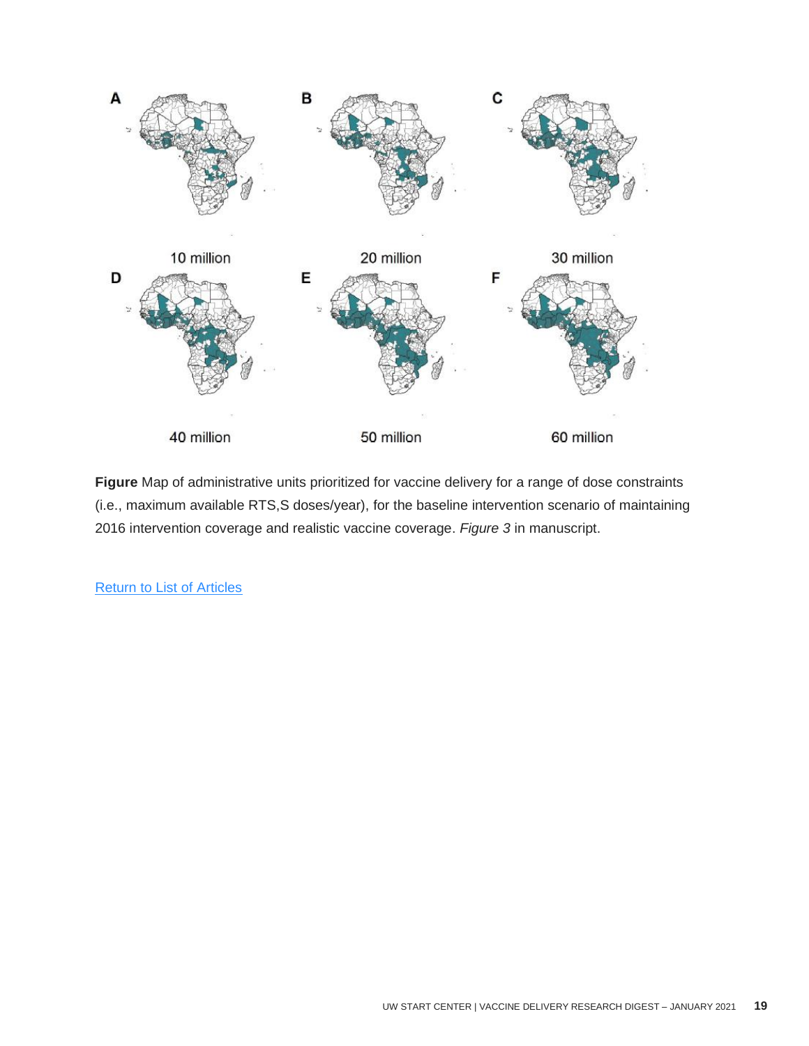**Figure** Map of administrative units prioritized for vaccine delivery for a range of dose constraints (i.e., maximum available RTS,S doses/year), for the baseline intervention scenario of maintaining 2016 intervention coverage and realistic vaccine coverage. *Figure 3* in manuscript.

Return to List of Articles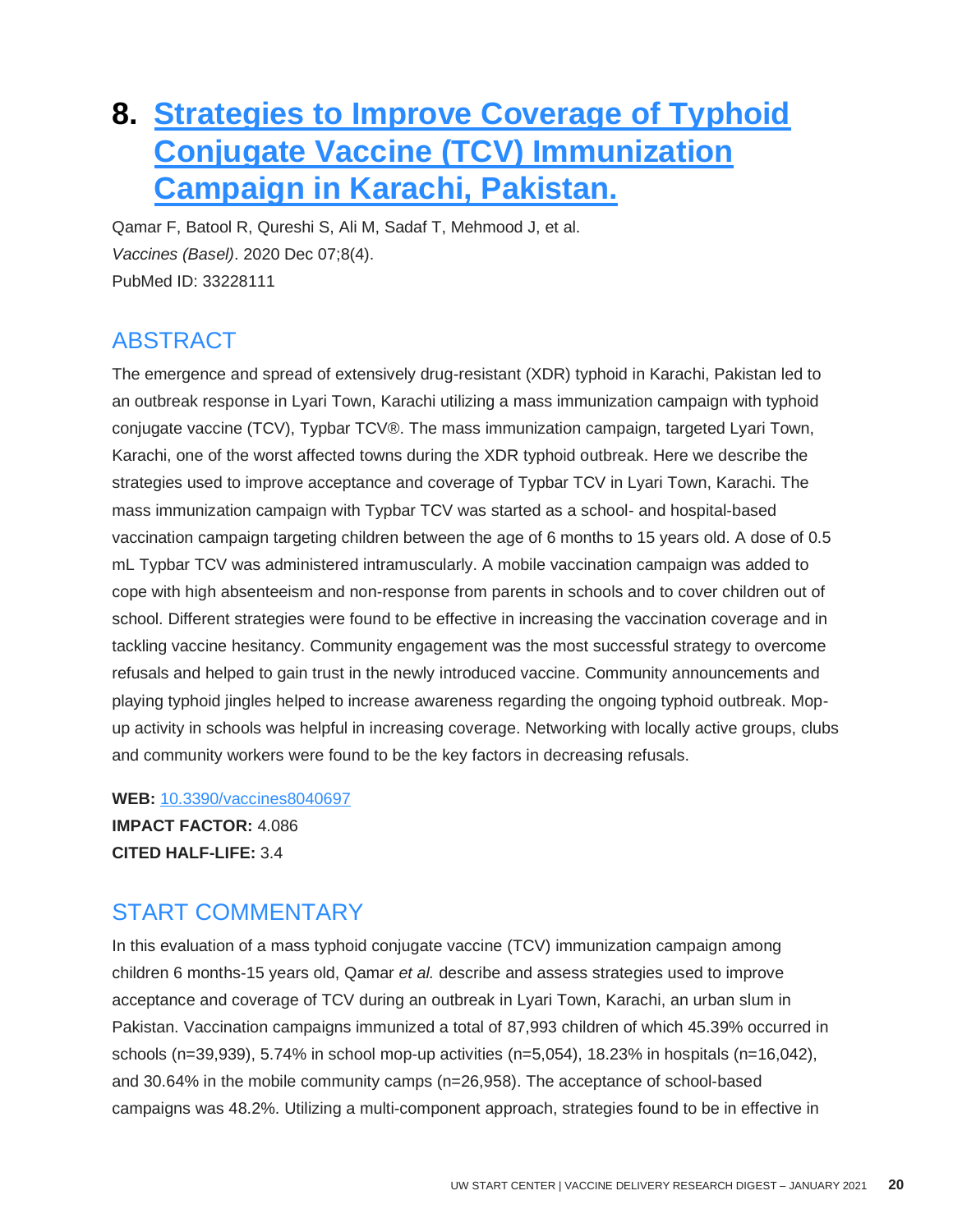# 8. [Strategies to Improve Coverage of Typhoid Conjugate Vaccine (TCV) Immunization Campaign in Karachi, Pakistan.](#)

Qamar F, Batool R, Qureshi S, Ali M, Sadaf T, Mehmood J, et al.
*Vaccines (Basel)*. 2020 Dec 07;8(4).
PubMed ID: 33228111

## ABSTRACT

The emergence and spread of extensively drug-resistant (XDR) typhoid in Karachi, Pakistan led to an outbreak response in Lyari Town, Karachi utilizing a mass immunization campaign with typhoid conjugate vaccine (TCV), Typbar TCV®. The mass immunization campaign, targeted Lyari Town, Karachi, one of the worst affected towns during the XDR typhoid outbreak. Here we describe the strategies used to improve acceptance and coverage of Typbar TCV in Lyari Town, Karachi. The mass immunization campaign with Typbar TCV was started as a school- and hospital-based vaccination campaign targeting children between the age of 6 months to 15 years old. A dose of 0.5 mL Typbar TCV was administered intramuscularly. A mobile vaccination campaign was added to cope with high absenteeism and non-response from parents in schools and to cover children out of school. Different strategies were found to be effective in increasing the vaccination coverage and in tackling vaccine hesitancy. Community engagement was the most successful strategy to overcome refusals and helped to gain trust in the newly introduced vaccine. Community announcements and playing typhoid jingles helped to increase awareness regarding the ongoing typhoid outbreak. Mop-up activity in schools was helpful in increasing coverage. Networking with locally active groups, clubs and community workers were found to be the key factors in decreasing refusals.

**WEB:** [10.3390/vaccines8040697](#)
**IMPACT FACTOR:** 4.086
**CITED HALF-LIFE:** 3.4

## START COMMENTARY

In this evaluation of a mass typhoid conjugate vaccine (TCV) immunization campaign among children 6 months-15 years old, Qamar *et al.* describe and assess strategies used to improve acceptance and coverage of TCV during an outbreak in Lyari Town, Karachi, an urban slum in Pakistan. Vaccination campaigns immunized a total of 87,993 children of which 45.39% occurred in schools (n=39,939), 5.74% in school mop-up activities (n=5,054), 18.23% in hospitals (n=16,042), and 30.64% in the mobile community camps (n=26,958). The acceptance of school-based campaigns was 48.2%. Utilizing a multi-component approach, strategies found to be in effective in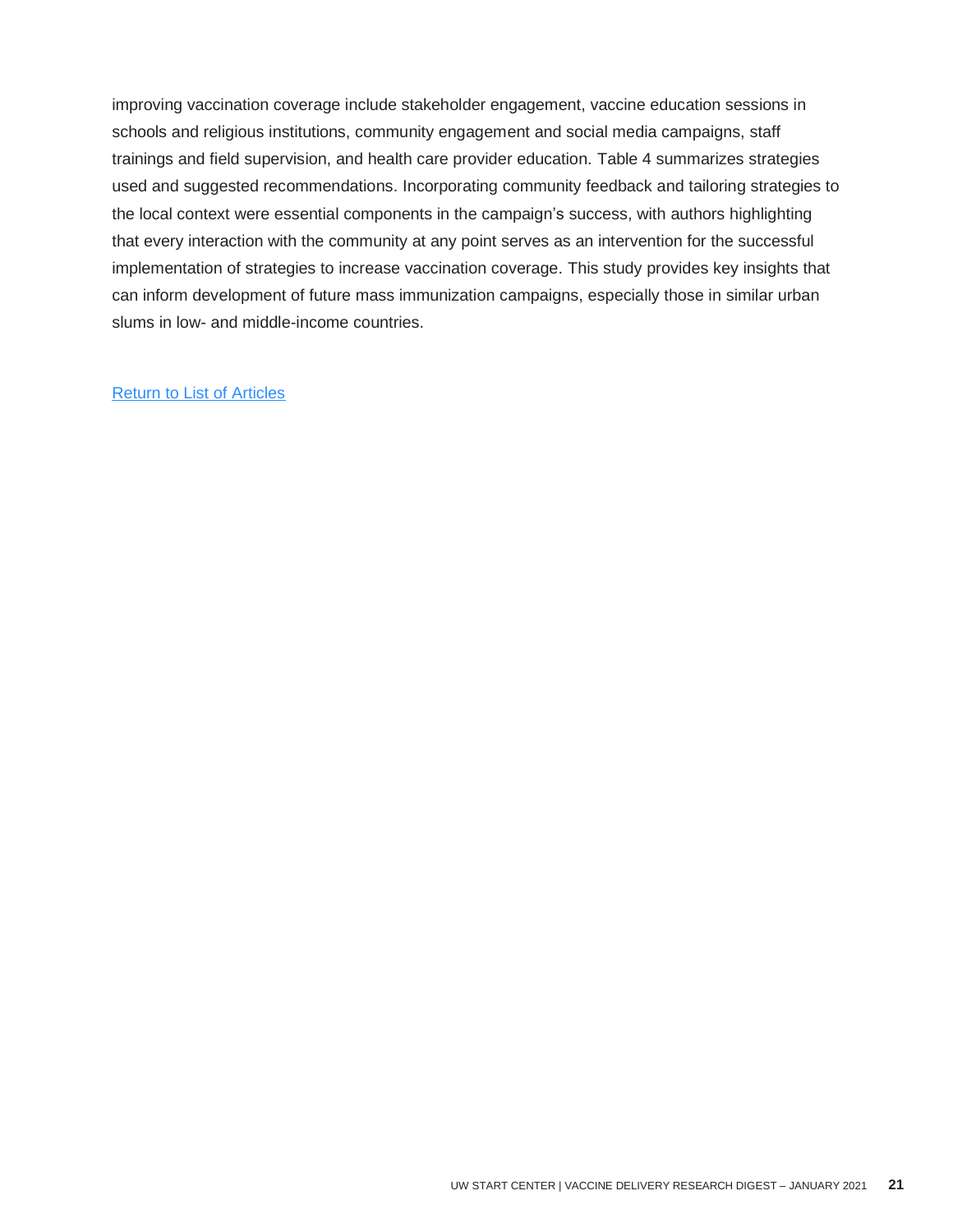improving vaccination coverage include stakeholder engagement, vaccine education sessions in schools and religious institutions, community engagement and social media campaigns, staff trainings and field supervision, and health care provider education. Table 4 summarizes strategies used and suggested recommendations. Incorporating community feedback and tailoring strategies to the local context were essential components in the campaign's success, with authors highlighting that every interaction with the community at any point serves as an intervention for the successful implementation of strategies to increase vaccination coverage. This study provides key insights that can inform development of future mass immunization campaigns, especially those in similar urban slums in low- and middle-income countries.

Return to List of Articles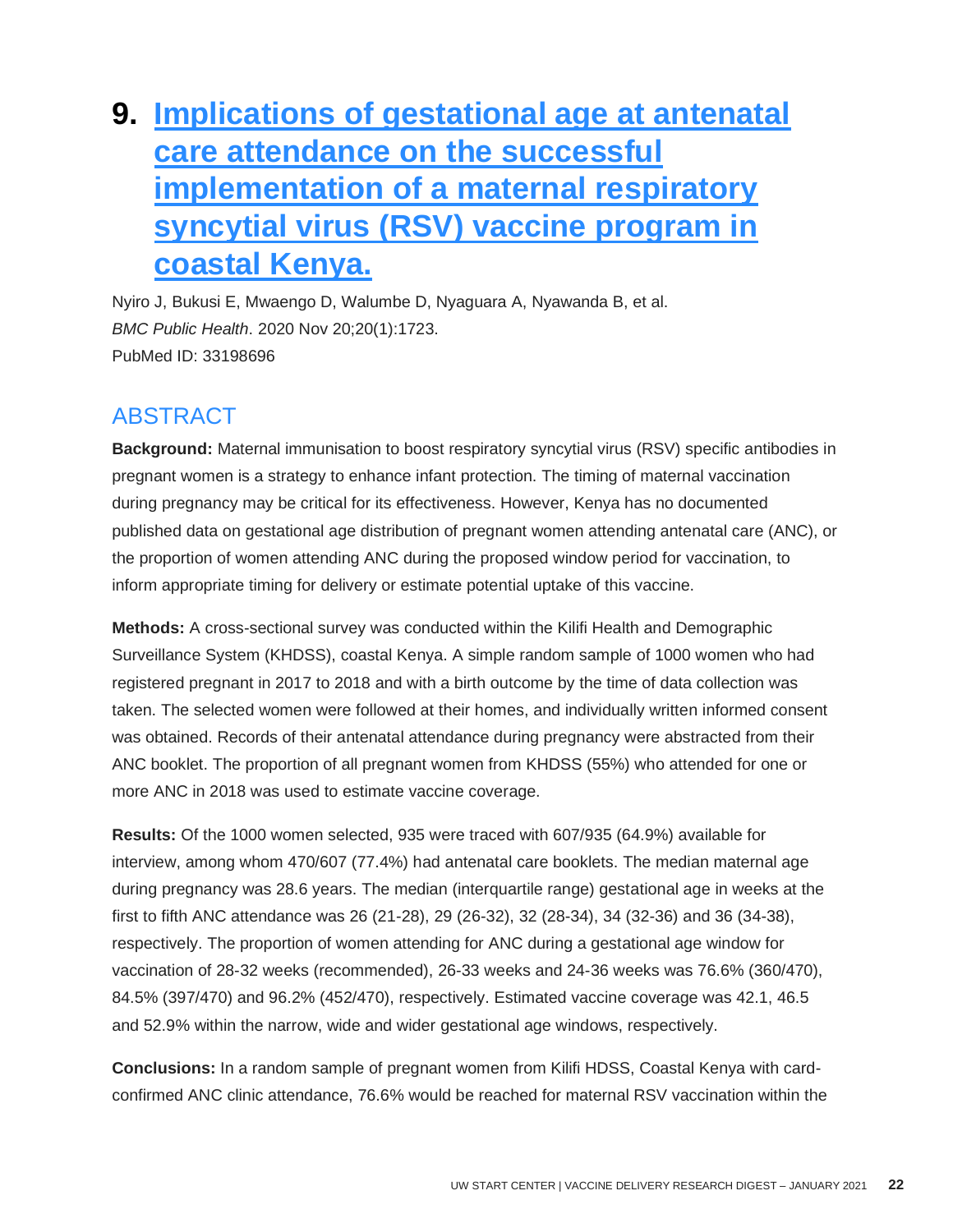# 9. [Implications of gestational age at antenatal care attendance on the successful implementation of a maternal respiratory syncytial virus (RSV) vaccine program in coastal Kenya.]

Nyiro J, Bukusi E, Mwaengo D, Walumbe D, Nyaguara A, Nyawanda B, et al.
*BMC Public Health*. 2020 Nov 20;20(1):1723.
PubMed ID: 33198696

## ABSTRACT

**Background:** Maternal immunisation to boost respiratory syncytial virus (RSV) specific antibodies in pregnant women is a strategy to enhance infant protection. The timing of maternal vaccination during pregnancy may be critical for its effectiveness. However, Kenya has no documented published data on gestational age distribution of pregnant women attending antenatal care (ANC), or the proportion of women attending ANC during the proposed window period for vaccination, to inform appropriate timing for delivery or estimate potential uptake of this vaccine.

**Methods:** A cross-sectional survey was conducted within the Kilifi Health and Demographic Surveillance System (KHDSS), coastal Kenya. A simple random sample of 1000 women who had registered pregnant in 2017 to 2018 and with a birth outcome by the time of data collection was taken. The selected women were followed at their homes, and individually written informed consent was obtained. Records of their antenatal attendance during pregnancy were abstracted from their ANC booklet. The proportion of all pregnant women from KHDSS (55%) who attended for one or more ANC in 2018 was used to estimate vaccine coverage.

**Results:** Of the 1000 women selected, 935 were traced with 607/935 (64.9%) available for interview, among whom 470/607 (77.4%) had antenatal care booklets. The median maternal age during pregnancy was 28.6 years. The median (interquartile range) gestational age in weeks at the first to fifth ANC attendance was 26 (21-28), 29 (26-32), 32 (28-34), 34 (32-36) and 36 (34-38), respectively. The proportion of women attending for ANC during a gestational age window for vaccination of 28-32 weeks (recommended), 26-33 weeks and 24-36 weeks was 76.6% (360/470), 84.5% (397/470) and 96.2% (452/470), respectively. Estimated vaccine coverage was 42.1, 46.5 and 52.9% within the narrow, wide and wider gestational age windows, respectively.

**Conclusions:** In a random sample of pregnant women from Kilifi HDSS, Coastal Kenya with card-confirmed ANC clinic attendance, 76.6% would be reached for maternal RSV vaccination within the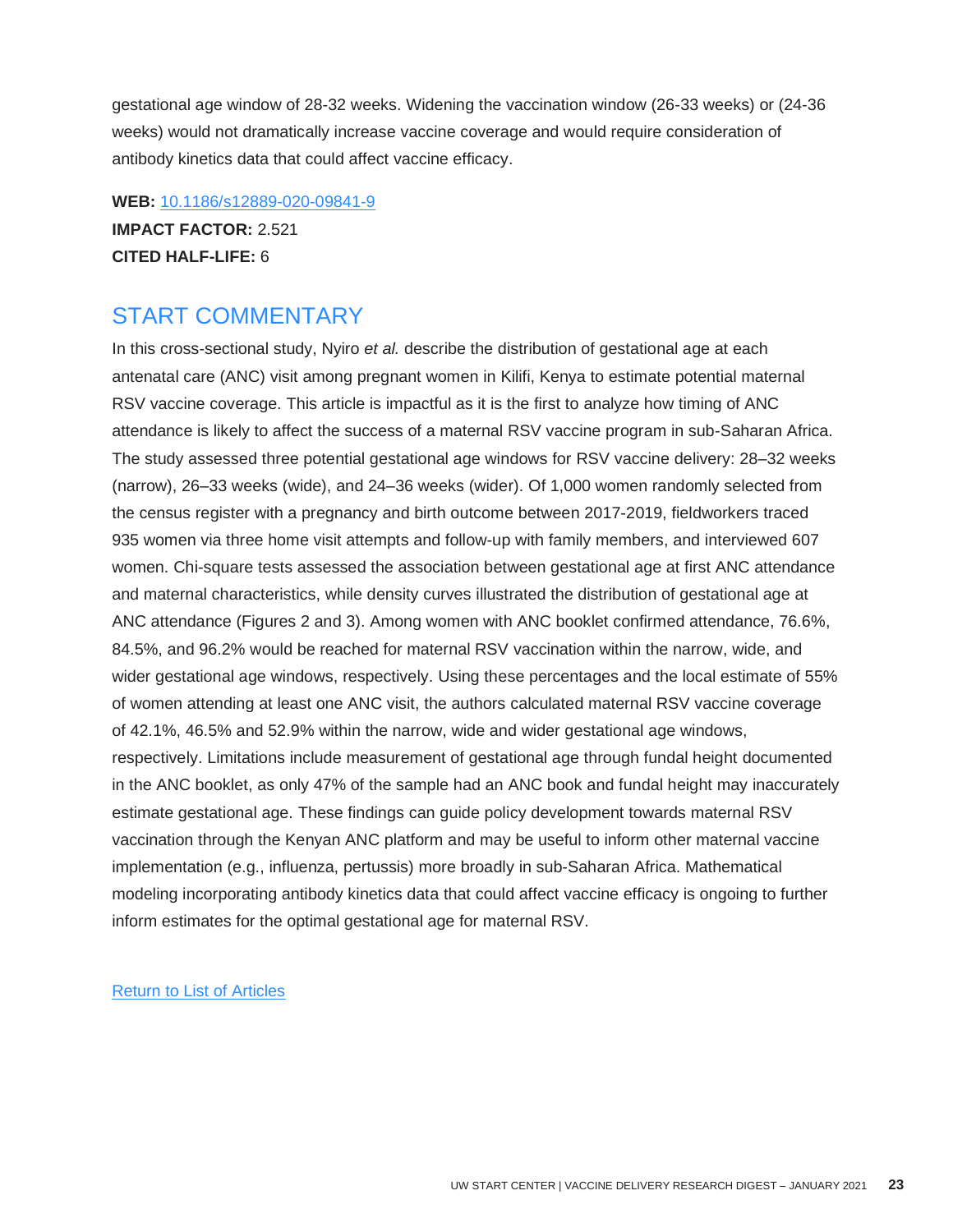gestational age window of 28-32 weeks. Widening the vaccination window (26-33 weeks) or (24-36 weeks) would not dramatically increase vaccine coverage and would require consideration of antibody kinetics data that could affect vaccine efficacy.

**WEB:** [10.1186/s12889-020-09841-9](https://doi.org/10.1186/s12889-020-09841-9)
**IMPACT FACTOR:** 2.521
**CITED HALF-LIFE:** 6

## START COMMENTARY

In this cross-sectional study, Nyiro *et al.* describe the distribution of gestational age at each antenatal care (ANC) visit among pregnant women in Kilifi, Kenya to estimate potential maternal RSV vaccine coverage. This article is impactful as it is the first to analyze how timing of ANC attendance is likely to affect the success of a maternal RSV vaccine program in sub-Saharan Africa. The study assessed three potential gestational age windows for RSV vaccine delivery: 28–32 weeks (narrow), 26–33 weeks (wide), and 24–36 weeks (wider). Of 1,000 women randomly selected from the census register with a pregnancy and birth outcome between 2017-2019, fieldworkers traced 935 women via three home visit attempts and follow-up with family members, and interviewed 607 women. Chi-square tests assessed the association between gestational age at first ANC attendance and maternal characteristics, while density curves illustrated the distribution of gestational age at ANC attendance (Figures 2 and 3). Among women with ANC booklet confirmed attendance, 76.6%, 84.5%, and 96.2% would be reached for maternal RSV vaccination within the narrow, wide, and wider gestational age windows, respectively. Using these percentages and the local estimate of 55% of women attending at least one ANC visit, the authors calculated maternal RSV vaccine coverage of 42.1%, 46.5% and 52.9% within the narrow, wide and wider gestational age windows, respectively. Limitations include measurement of gestational age through fundal height documented in the ANC booklet, as only 47% of the sample had an ANC book and fundal height may inaccurately estimate gestational age. These findings can guide policy development towards maternal RSV vaccination through the Kenyan ANC platform and may be useful to inform other maternal vaccine implementation (e.g., influenza, pertussis) more broadly in sub-Saharan Africa. Mathematical modeling incorporating antibody kinetics data that could affect vaccine efficacy is ongoing to further inform estimates for the optimal gestational age for maternal RSV.

Return to List of Articles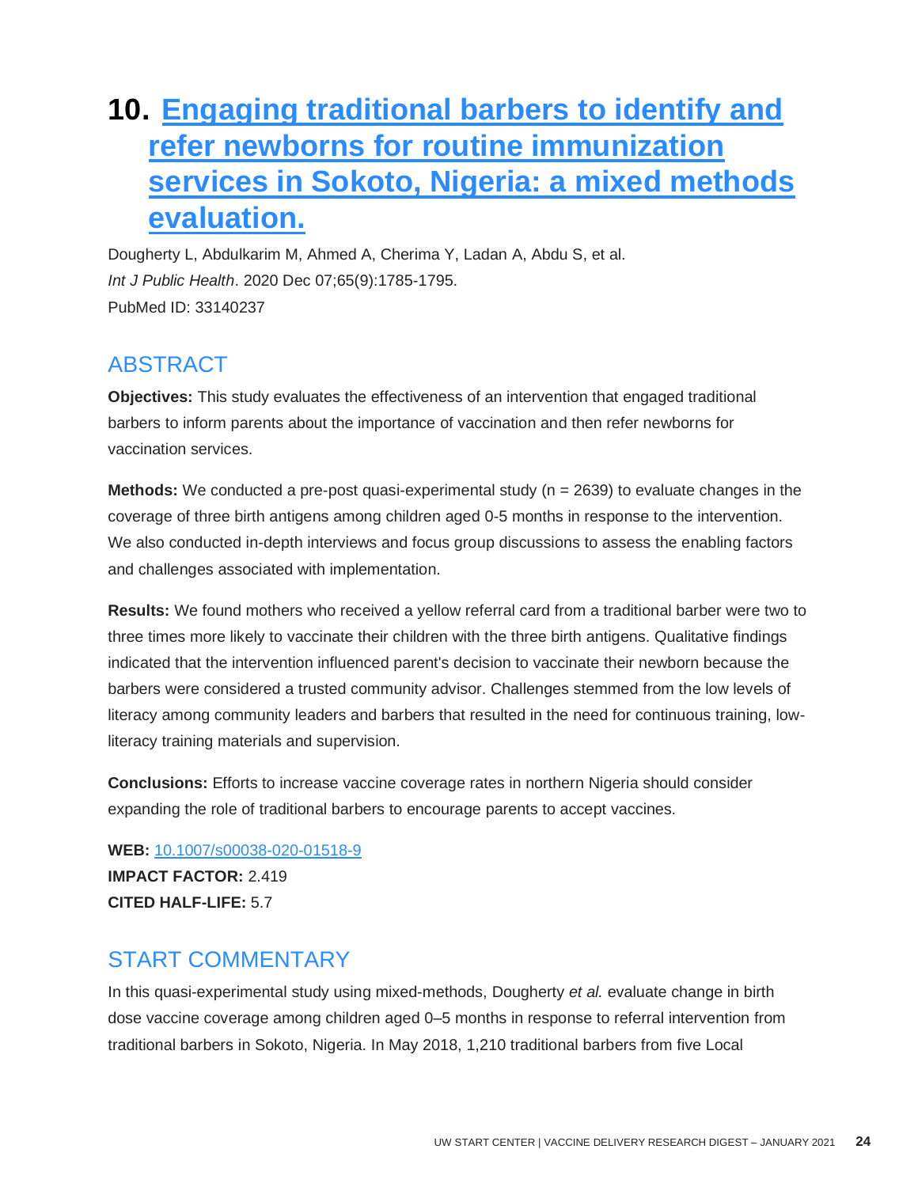# 10. [Engaging traditional barbers to identify and refer newborns for routine immunization services in Sokoto, Nigeria: a mixed methods evaluation.](https://doi.org/10.1007/s00038-020-01518-9)

Dougherty L, Abdulkarim M, Ahmed A, Cherima Y, Ladan A, Abdu S, et al.
*Int J Public Health*. 2020 Dec 07;65(9):1785-1795.
PubMed ID: 33140237

## ABSTRACT

**Objectives:** This study evaluates the effectiveness of an intervention that engaged traditional barbers to inform parents about the importance of vaccination and then refer newborns for vaccination services.

**Methods:** We conducted a pre-post quasi-experimental study (n = 2639) to evaluate changes in the coverage of three birth antigens among children aged 0-5 months in response to the intervention. We also conducted in-depth interviews and focus group discussions to assess the enabling factors and challenges associated with implementation.

**Results:** We found mothers who received a yellow referral card from a traditional barber were two to three times more likely to vaccinate their children with the three birth antigens. Qualitative findings indicated that the intervention influenced parent's decision to vaccinate their newborn because the barbers were considered a trusted community advisor. Challenges stemmed from the low levels of literacy among community leaders and barbers that resulted in the need for continuous training, low-literacy training materials and supervision.

**Conclusions:** Efforts to increase vaccine coverage rates in northern Nigeria should consider expanding the role of traditional barbers to encourage parents to accept vaccines.

**WEB:** 10.1007/s00038-020-01518-9
**IMPACT FACTOR:** 2.419
**CITED HALF-LIFE:** 5.7

## START COMMENTARY

In this quasi-experimental study using mixed-methods, Dougherty *et al.* evaluate change in birth dose vaccine coverage among children aged 0–5 months in response to referral intervention from traditional barbers in Sokoto, Nigeria. In May 2018, 1,210 traditional barbers from five Local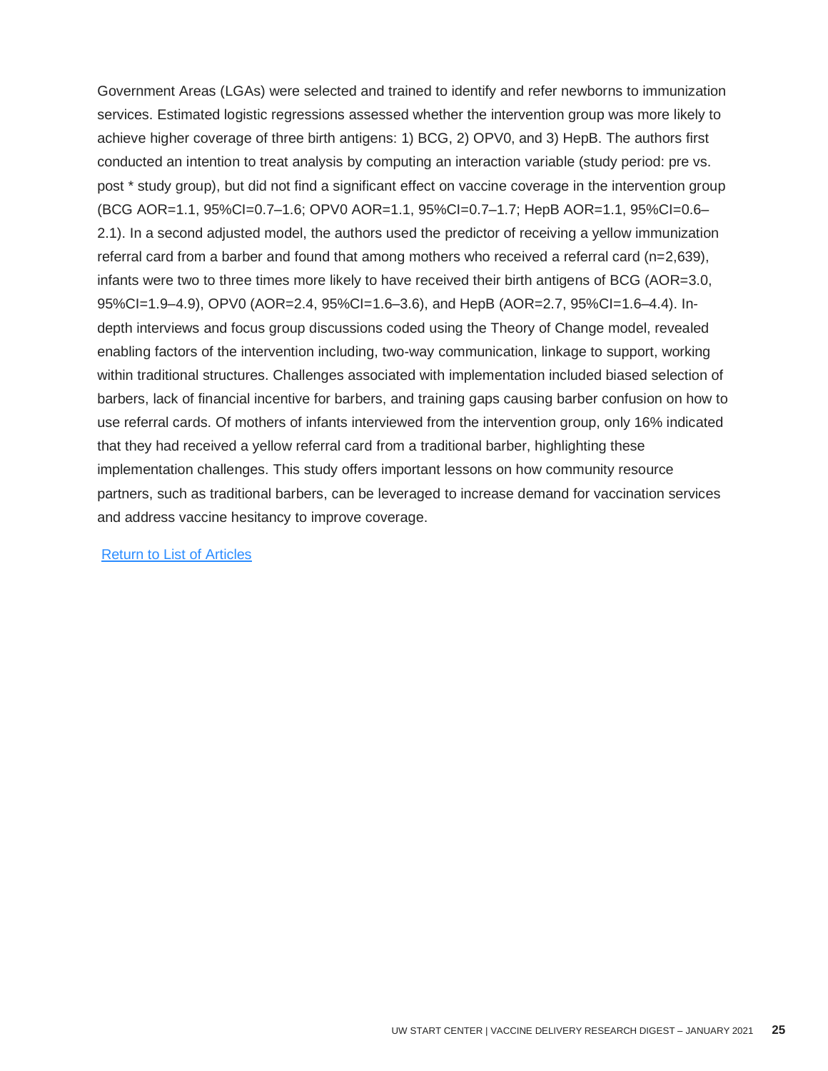Government Areas (LGAs) were selected and trained to identify and refer newborns to immunization services. Estimated logistic regressions assessed whether the intervention group was more likely to achieve higher coverage of three birth antigens: 1) BCG, 2) OPV0, and 3) HepB. The authors first conducted an intention to treat analysis by computing an interaction variable (study period: pre vs. post * study group), but did not find a significant effect on vaccine coverage in the intervention group (BCG AOR=1.1, 95%CI=0.7–1.6; OPV0 AOR=1.1, 95%CI=0.7–1.7; HepB AOR=1.1, 95%CI=0.6–2.1). In a second adjusted model, the authors used the predictor of receiving a yellow immunization referral card from a barber and found that among mothers who received a referral card (n=2,639), infants were two to three times more likely to have received their birth antigens of BCG (AOR=3.0, 95%CI=1.9–4.9), OPV0 (AOR=2.4, 95%CI=1.6–3.6), and HepB (AOR=2.7, 95%CI=1.6–4.4). In-depth interviews and focus group discussions coded using the Theory of Change model, revealed enabling factors of the intervention including, two-way communication, linkage to support, working within traditional structures. Challenges associated with implementation included biased selection of barbers, lack of financial incentive for barbers, and training gaps causing barber confusion on how to use referral cards. Of mothers of infants interviewed from the intervention group, only 16% indicated that they had received a yellow referral card from a traditional barber, highlighting these implementation challenges. This study offers important lessons on how community resource partners, such as traditional barbers, can be leveraged to increase demand for vaccination services and address vaccine hesitancy to improve coverage.

Return to List of Articles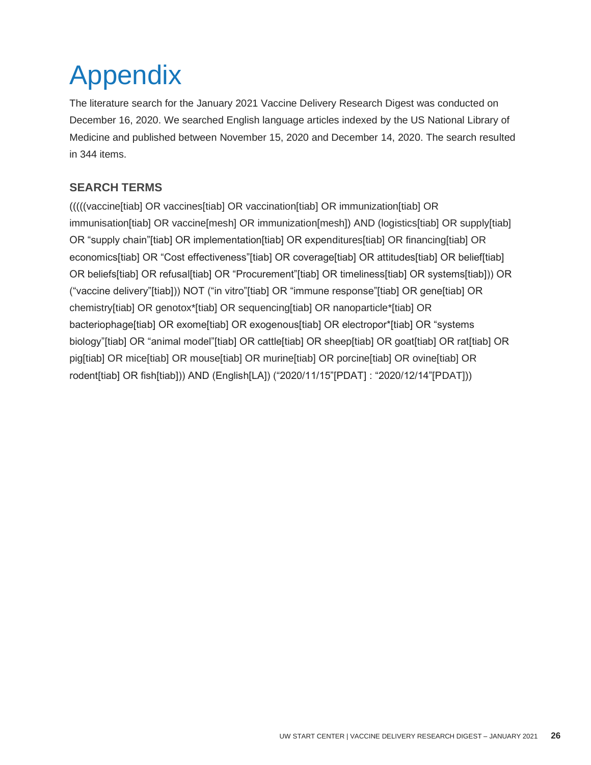# Appendix

The literature search for the January 2021 Vaccine Delivery Research Digest was conducted on December 16, 2020. We searched English language articles indexed by the US National Library of Medicine and published between November 15, 2020 and December 14, 2020. The search resulted in 344 items.

### SEARCH TERMS

(((((vaccine[tiab] OR vaccines[tiab] OR vaccination[tiab] OR immunization[tiab] OR immunisation[tiab] OR vaccine[mesh] OR immunization[mesh]) AND (logistics[tiab] OR supply[tiab] OR "supply chain"[tiab] OR implementation[tiab] OR expenditures[tiab] OR financing[tiab] OR economics[tiab] OR "Cost effectiveness"[tiab] OR coverage[tiab] OR attitudes[tiab] OR belief[tiab] OR beliefs[tiab] OR refusal[tiab] OR "Procurement"[tiab] OR timeliness[tiab] OR systems[tiab])) OR ("vaccine delivery"[tiab])) NOT ("in vitro"[tiab] OR "immune response"[tiab] OR gene[tiab] OR chemistry[tiab] OR genotox*[tiab] OR sequencing[tiab] OR nanoparticle*[tiab] OR bacteriophage[tiab] OR exome[tiab] OR exogenous[tiab] OR electropor*[tiab] OR "systems biology"[tiab] OR "animal model"[tiab] OR cattle[tiab] OR sheep[tiab] OR goat[tiab] OR rat[tiab] OR pig[tiab] OR mice[tiab] OR mouse[tiab] OR murine[tiab] OR porcine[tiab] OR ovine[tiab] OR rodent[tiab] OR fish[tiab])) AND (English[LA]) ("2020/11/15"[PDAT] : "2020/12/14"[PDAT]))